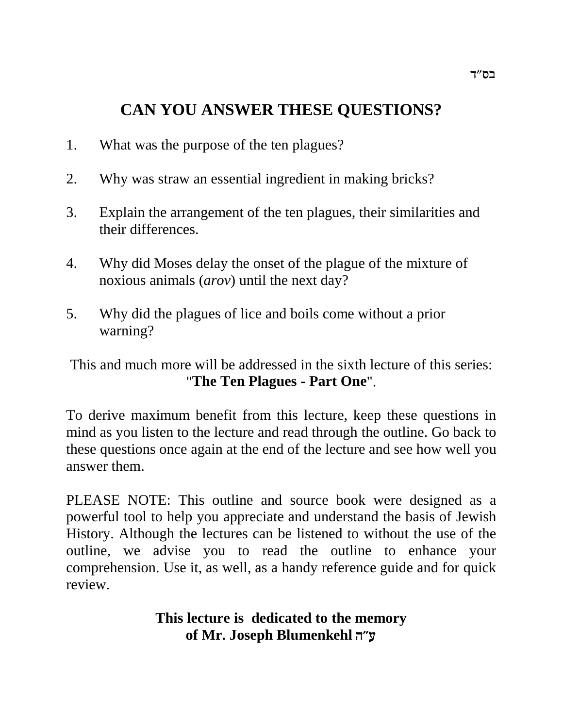בס"ד

# CAN YOU ANSWER THESE QUESTIONS?

1. What was the purpose of the ten plagues?

2. Why was straw an essential ingredient in making bricks?

3. Explain the arrangement of the ten plagues, their similarities and their differences.

4. Why did Moses delay the onset of the plague of the mixture of noxious animals (*arov*) until the next day?

5. Why did the plagues of lice and boils come without a prior warning?

This and much more will be addressed in the sixth lecture of this series: "**The Ten Plagues - Part One**".

To derive maximum benefit from this lecture, keep these questions in mind as you listen to the lecture and read through the outline. Go back to these questions once again at the end of the lecture and see how well you answer them.

PLEASE NOTE: This outline and source book were designed as a powerful tool to help you appreciate and understand the basis of Jewish History. Although the lectures can be listened to without the use of the outline, we advise you to read the outline to enhance your comprehension. Use it, as well, as a handy reference guide and for quick review.

**This lecture is dedicated to the memory of Mr. Joseph Blumenkehl ע"ה**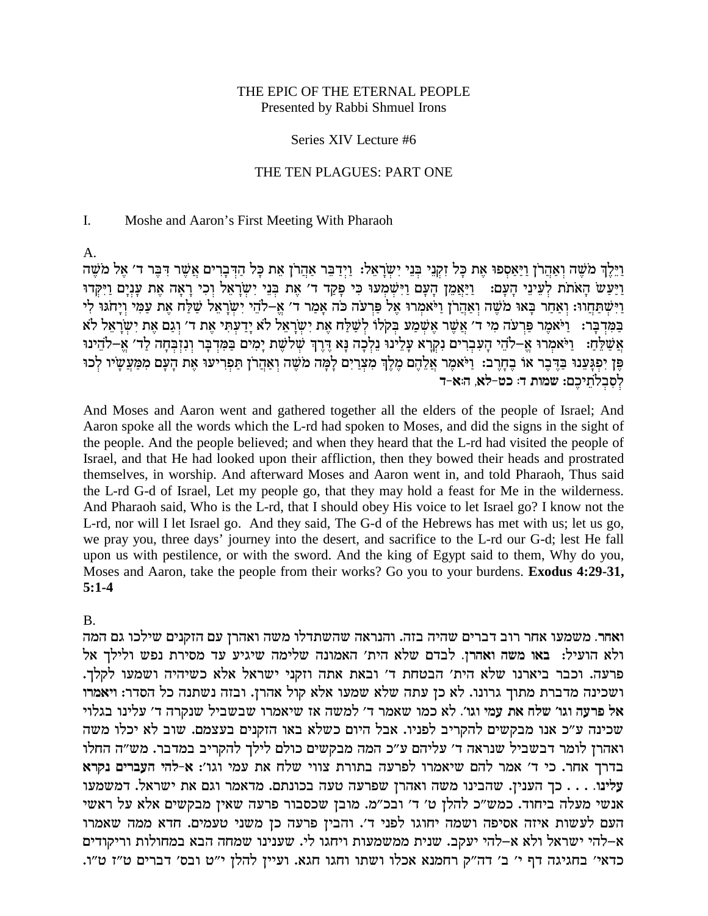THE EPIC OF THE ETERNAL PEOPLE
Presented by Rabbi Shmuel Irons

Series XIV Lecture #6

## THE TEN PLAGUES: PART ONE

### I. Moshe and Aaron's First Meeting With Pharaoh

A.

וַיֵּלֶךְ מֹשֶׁה וְאַהֲרֹן וַיַּאַסְפוּ אֶת כָּל זִקְנֵי בְּנֵי יִשְׂרָאֵל: וַיְדַבֵּר אַהֲרֹן אֵת כָּל הַדְּבָרִים אֲשֶׁר דִּבֶּר ד׳ אֶל מֹשֶׁה וַיַּעַשׂ הָאֹתֹת לְעֵינֵי הָעָם: וַיַּאֲמֵן הָעָם וַיִּשְׁמְעוּ כִּי פָקַד ד׳ אֶת בְּנֵי יִשְׂרָאֵל וְכִי רָאָה אֶת עָנְיָם וַיִּקְּדוּ וַיִּשְׁתַּחֲווּ: וְאַחַר בָּאוּ מֹשֶׁה וְאַהֲרֹן וַיֹּאמְרוּ אֶל פַּרְעֹה כֹּה אָמַר ד׳ אֶ–לֹהֵי יִשְׂרָאֵל שַׁלַּח אֶת עַמִּי וְיָחֹגּוּ לִי בַּמִּדְבָּר: וַיֹּאמֶר פַּרְעֹה מִי ד׳ אֲשֶׁר אֶשְׁמַע בְּקֹלוֹ לְשַׁלַּח אֶת יִשְׂרָאֵל לֹא יָדַעְתִּי אֶת ד׳ וְגַם אֶת יִשְׂרָאֵל לֹא אֲשַׁלֵּחַ: וַיֹּאמְרוּ אֱ–לֹהֵי הָעִבְרִים נִקְרָא עָלֵינוּ נֵלְכָה נָּא דֶּרֶךְ שְׁלֹשֶׁת יָמִים בַּמִּדְבָּר וְנִזְבְּחָה לַד׳ אֱ–לֹהֵינוּ פֶּן יִפְגָּעֵנוּ בַּדֶּבֶר אוֹ בֶחָרֶב: וַיֹּאמֶר אֲלֵהֶם מֶלֶךְ מִצְרַיִם לָמָּה מֹשֶׁה וְאַהֲרֹן תַּפְרִיעוּ אֶת הָעָם מִמַּעֲשָׂיו לְכוּ לְסִבְלֹתֵיכֶם: **שמות ד: כט-לא, ה:א-ד**

And Moses and Aaron went and gathered together all the elders of the people of Israel; And Aaron spoke all the words which the L-rd had spoken to Moses, and did the signs in the sight of the people. And the people believed; and when they heard that the L-rd had visited the people of Israel, and that He had looked upon their affliction, then they bowed their heads and prostrated themselves, in worship. And afterward Moses and Aaron went in, and told Pharaoh, Thus said the L-rd G-d of Israel, Let my people go, that they may hold a feast for Me in the wilderness. And Pharaoh said, Who is the L-rd, that I should obey His voice to let Israel go? I know not the L-rd, nor will I let Israel go. And they said, The G-d of the Hebrews has met with us; let us go, we pray you, three days' journey into the desert, and sacrifice to the L-rd our G-d; lest He fall upon us with pestilence, or with the sword. And the king of Egypt said to them, Why do you, Moses and Aaron, take the people from their works? Go you to your burdens. **Exodus 4:29-31, 5:1-4**

B.

**ואחר**. משמעו אחר רוב דברים שהיה בזה. והנראה שהשתדלו משה ואהרן עם הזקנים שילכו גם המה ולא הועיל: **באו משה ואהרן**. לבדם שלא הית׳ האמונה שלימה שיגיע עד מסירת נפש ולילך אל פרעה. וכבר ביארנו שלא הית׳ הבטחת ד׳ ובאת אתה וזקני ישראל אלא כשיהיה ושמעו לקלך. ושכינה מדברת מתוך גרונו. לא כן עתה שלא שמעו אלא קול אהרן. ובזה נשתנה כל הסדר: **ויאמרו אל פרעה וגו׳ שלח את עמי וגו׳**. לא כמו שאמר ד׳ למשה אז שיאמרו שבשביל שנקרה ד׳ עלינו בגלוי שכינה ע״כ אנו מבקשים להקריב לפניו. אבל היום כשלא באו הזקנים בעצמם. שוב לא יכלו משה ואהרן לומר דבשביל שנראה ד׳ עליהם ע״כ המה מבקשים כולם לילך להקריב במדבר. מש״ה החלו בדרך אחר. כי ד׳ אמר להם שיאמרו לפרעה בתורת צווי שלח את עמי וגו׳: **א–להי העברים נקרא עלינו**. . . . כך הענין. שהבינו משה ואהרן שפרעה טעה בכונתם. מדאמר וגם את ישראל. דמשמעו אנשי מעלה ביחוד. כמש״כ להלן ט׳ ד׳ ובכ״מ. מובן שכסבור פרעה שאין מבקשים אלא על ראשי העם לעשות איזה אסיפה ושמה יחוגו לפני ד׳. והבין פרעה כן משני טעמים. חדא ממה שאמרו א–להי ישראל ולא א–להי יעקב. שנית ממשמעות ויחגו לי. שענינו שמחה הבא במחולות וריקודים כדאי׳ בחגיגה דף י׳ ב׳ דה״ק רחמנא אכלו ושתו וחגו חגא. ועיין להלן י״ט ובס׳ דברים ט״ז ט״ו.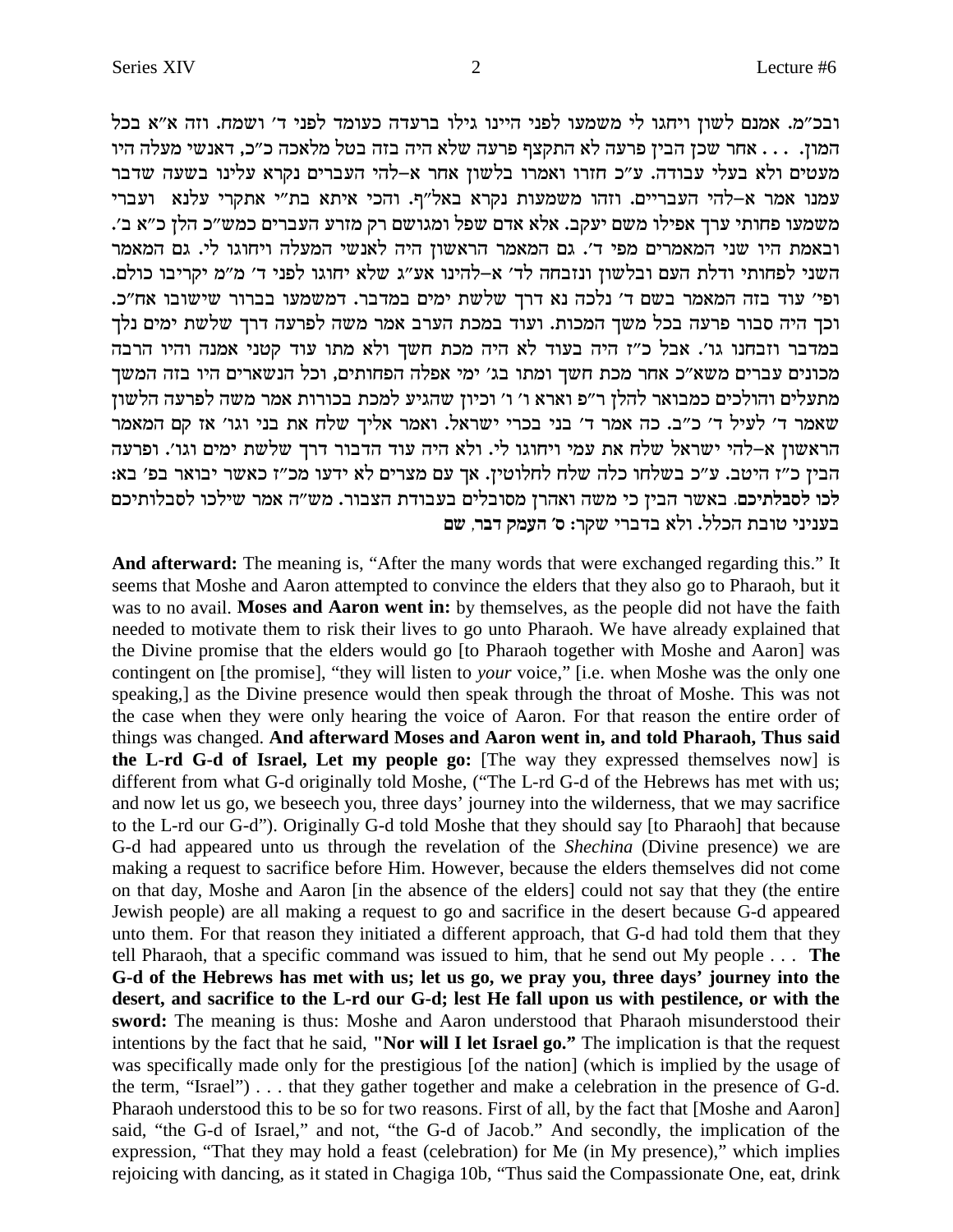ובכ"מ. אמנם לשון ויחגו לי משמעו לפני היינו גילו ברעדה כעומד לפני ד' ושמח. וזה א"א בכל המון. . . . אחר שכן הבין פרעה לא התקצף פרעה שלא היה בזה בטל מלאכה כ"כ, דאנשי מעלה היו מעטים ולא בעלי עבודה. ע"כ חזרו ואמרו בלשון אחר א–להי העברים נקרא עלינו בשעה שדבר עמנו אמר א–להי העבריים. וזהו משמעות נקרא באל"ף. והכי איתא בת"י אתקרי עלנא ועברי משמעו פחותי ערך אפילו משם יעקב. אלא אדם שפל ומגושם רק מזרע העברים כמש"כ הלן כ"א ב'. ובאמת היו שני המאמרים מפי ד'. גם המאמר הראשון היה לאנשי המעלה ויחוגו לי. גם המאמר השני לפחותי ודלת העם ובלשון ונזבחה לד' א–להינו אע"ג שלא יחוגו לפני ד' מ"מ יקריבו כולם. ופי' עוד בזה המאמר בשם ד' נלכה נא דרך שלשת ימים במדבר. דמשמעו בברור שישובו אח"כ. וכך היה סבור פרעה בכל משך המכות. ועוד במכת הערב אמר משה לפרעה דרך שלשת ימים נלך במדבר וזבחנו גו'. אבל כ"ז היה בעוד לא היה מכת חשך ולא מתו עוד קטני אמנה והיו הרבה מכונים עברים משא"כ אחר מכת חשך ומתו בג' ימי אפלה הפחותים, וכל הנשארים היו בזה המשך מתעלים והולכים כמבואר להלן ר"פ וארא ו' ו' וכיון שהגיע למכת בכורות אמר משה לפרעה הלשון שאמר ד' לעיל ד' כ"ב. כה אמר ד' בני בכרי ישראל. ואמר אליך שלח את בני וגו' אז קם המאמר הראשון א–להי ישראל שלח את עמי ויחוגו לי. ולא היה עוד הדבור דרך שלשת ימים וגו'. ופרעה הבין כ"ז היטב. ע"כ בשלחו כלה שלח לחלוטין. אך עם מצרים לא ידעו מכ"ז כאשר יבואר בפ' בא: **לכו לסבלתיכם**. באשר הבין כי משה ואהרן מסובלים בעבודת הצבור. מש"ה אמר שילכו לסבלותיכם בעניני טובת הכלל. ולא בדברי שקר: **ס' העמק דבר, שם**

**And afterward:** The meaning is, "After the many words that were exchanged regarding this." It seems that Moshe and Aaron attempted to convince the elders that they also go to Pharaoh, but it was to no avail. **Moses and Aaron went in:** by themselves, as the people did not have the faith needed to motivate them to risk their lives to go unto Pharaoh. We have already explained that the Divine promise that the elders would go [to Pharaoh together with Moshe and Aaron] was contingent on [the promise], "they will listen to *your* voice," [i.e. when Moshe was the only one speaking,] as the Divine presence would then speak through the throat of Moshe. This was not the case when they were only hearing the voice of Aaron. For that reason the entire order of things was changed. **And afterward Moses and Aaron went in, and told Pharaoh, Thus said the L-rd G-d of Israel, Let my people go:** [The way they expressed themselves now] is different from what G-d originally told Moshe, ("The L-rd G-d of the Hebrews has met with us; and now let us go, we beseech you, three days' journey into the wilderness, that we may sacrifice to the L-rd our G-d"). Originally G-d told Moshe that they should say [to Pharaoh] that because G-d had appeared unto us through the revelation of the *Shechina* (Divine presence) we are making a request to sacrifice before Him. However, because the elders themselves did not come on that day, Moshe and Aaron [in the absence of the elders] could not say that they (the entire Jewish people) are all making a request to go and sacrifice in the desert because G-d appeared unto them. For that reason they initiated a different approach, that G-d had told them that they tell Pharaoh, that a specific command was issued to him, that he send out My people . . . **The G-d of the Hebrews has met with us; let us go, we pray you, three days' journey into the desert, and sacrifice to the L-rd our G-d; lest He fall upon us with pestilence, or with the sword:** The meaning is thus: Moshe and Aaron understood that Pharaoh misunderstood their intentions by the fact that he said, **"Nor will I let Israel go."** The implication is that the request was specifically made only for the prestigious [of the nation] (which is implied by the usage of the term, "Israel") . . . that they gather together and make a celebration in the presence of G-d. Pharaoh understood this to be so for two reasons. First of all, by the fact that [Moshe and Aaron] said, "the G-d of Israel," and not, "the G-d of Jacob." And secondly, the implication of the expression, "That they may hold a feast (celebration) for Me (in My presence)," which implies rejoicing with dancing, as it stated in Chagiga 10b, "Thus said the Compassionate One, eat, drink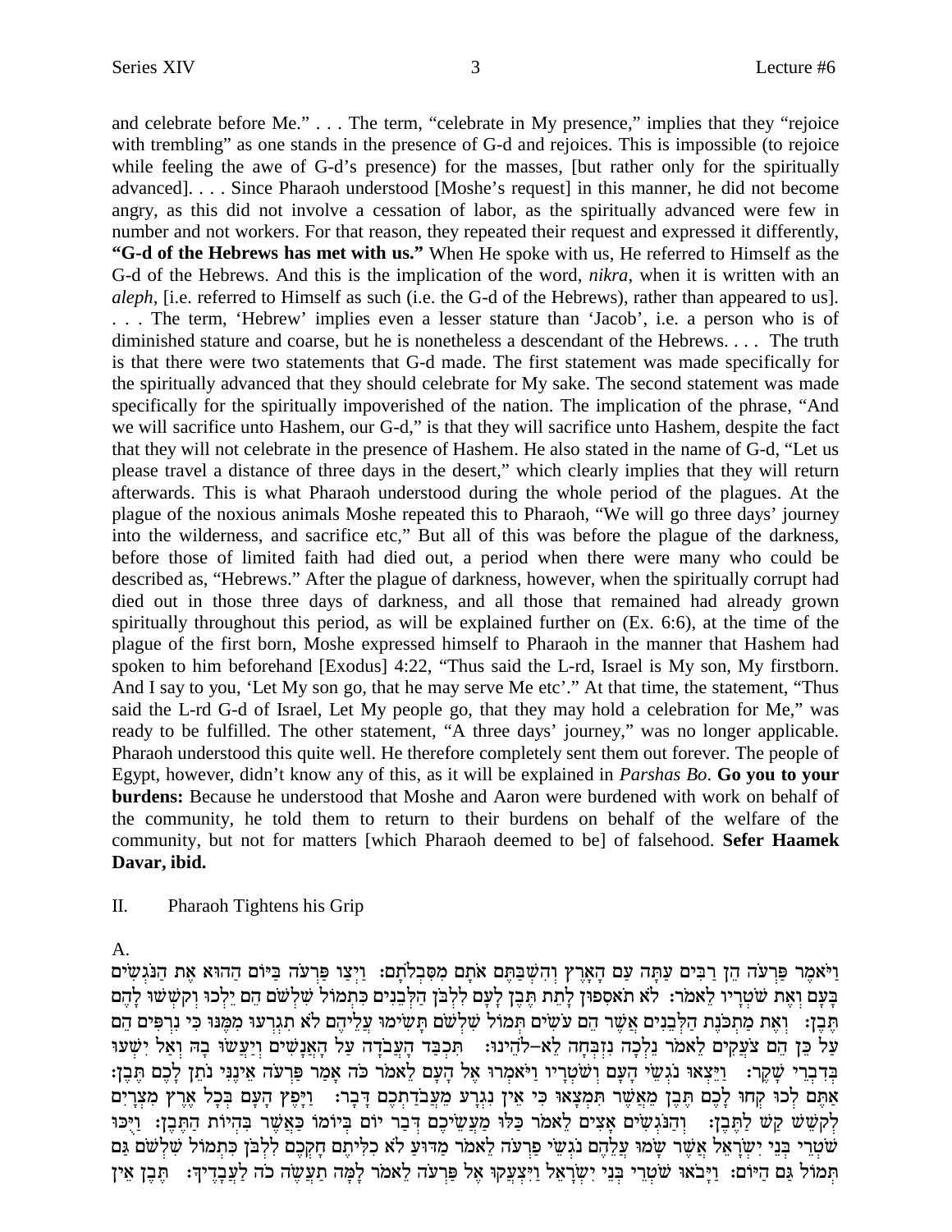and celebrate before Me." . . . The term, "celebrate in My presence," implies that they "rejoice with trembling" as one stands in the presence of G-d and rejoices. This is impossible (to rejoice while feeling the awe of G-d's presence) for the masses, [but rather only for the spiritually advanced]. . . . Since Pharaoh understood [Moshe's request] in this manner, he did not become angry, as this did not involve a cessation of labor, as the spiritually advanced were few in number and not workers. For that reason, they repeated their request and expressed it differently, **"G-d of the Hebrews has met with us."** When He spoke with us, He referred to Himself as the G-d of the Hebrews. And this is the implication of the word, *nikra*, when it is written with an *aleph*, [i.e. referred to Himself as such (i.e. the G-d of the Hebrews), rather than appeared to us]. . . . The term, 'Hebrew' implies even a lesser stature than 'Jacob', i.e. a person who is of diminished stature and coarse, but he is nonetheless a descendant of the Hebrews. . . . The truth is that there were two statements that G-d made. The first statement was made specifically for the spiritually advanced that they should celebrate for My sake. The second statement was made specifically for the spiritually impoverished of the nation. The implication of the phrase, "And we will sacrifice unto Hashem, our G-d," is that they will sacrifice unto Hashem, despite the fact that they will not celebrate in the presence of Hashem. He also stated in the name of G-d, "Let us please travel a distance of three days in the desert," which clearly implies that they will return afterwards. This is what Pharaoh understood during the whole period of the plagues. At the plague of the noxious animals Moshe repeated this to Pharaoh, "We will go three days' journey into the wilderness, and sacrifice etc," But all of this was before the plague of the darkness, before those of limited faith had died out, a period when there were many who could be described as, "Hebrews." After the plague of darkness, however, when the spiritually corrupt had died out in those three days of darkness, and all those that remained had already grown spiritually throughout this period, as will be explained further on (Ex. 6:6), at the time of the plague of the first born, Moshe expressed himself to Pharaoh in the manner that Hashem had spoken to him beforehand [Exodus] 4:22, "Thus said the L-rd, Israel is My son, My firstborn. And I say to you, 'Let My son go, that he may serve Me etc'." At that time, the statement, "Thus said the L-rd G-d of Israel, Let My people go, that they may hold a celebration for Me," was ready to be fulfilled. The other statement, "A three days' journey," was no longer applicable. Pharaoh understood this quite well. He therefore completely sent them out forever. The people of Egypt, however, didn't know any of this, as it will be explained in *Parshas Bo*. **Go you to your burdens:** Because he understood that Moshe and Aaron were burdened with work on behalf of the community, he told them to return to their burdens on behalf of the welfare of the community, but not for matters [which Pharaoh deemed to be] of falsehood. **Sefer Haamek Davar, ibid.**

II. Pharaoh Tightens his Grip

A.

וַיֹּאמֶר פַּרְעֹה הֵן רַבִּים עַתָּה עַם הָאָרֶץ וְהִשְׁבַּתֶּם אֹתָם מִסִּבְלֹתָם: וַיְצַו פַּרְעֹה בַּיּוֹם הַהוּא אֶת הַנֹּגְשִׂים בָּעָם וְאֶת שֹׁטְרָיו לֵאמֹר: לֹא תֹאסִפוּן לָתֵת תֶּבֶן לָעָם לִלְבֹּן הַלְּבֵנִים כִּתְמוֹל שִׁלְשֹׁם הֵם יֵלְכוּ וְקֹשְׁשׁוּ לָהֶם תֶּבֶן: וְאֶת מַתְכֹּנֶת הַלְּבֵנִים אֲשֶׁר הֵם עֹשִׂים תְּמוֹל שִׁלְשֹׁם תָּשִׂימוּ עֲלֵיהֶם לֹא תִגְרְעוּ מִמֶּנּוּ כִּי נִרְפִּים הֵם עַל כֵּן הֵם צֹעֲקִים לֵאמֹר נֵלְכָה נִזְבְּחָה לֵא-לֹהֵינוּ: תִּכְבַּד הָעֲבֹדָה עַל הָאֲנָשִׁים וְיַעֲשׂוּ בָהּ וְאַל יִשְׁעוּ בְּדִבְרֵי שָׁקֶר: וַיֵּצְאוּ נֹגְשֵׂי הָעָם וְשֹׁטְרָיו וַיֹּאמְרוּ אֶל הָעָם לֵאמֹר כֹּה אָמַר פַּרְעֹה אֵינֶנִּי נֹתֵן לָכֶם תֶּבֶן: אַתֶּם לְכוּ קְחוּ לָכֶם תֶּבֶן מֵאֲשֶׁר תִּמְצָאוּ כִּי אֵין נִגְרָע מֵעֲבֹדַתְכֶם דָּבָר: וַיָּפֶץ הָעָם בְּכָל אֶרֶץ מִצְרָיִם לְקֹשֵׁשׁ קַשׁ לַתֶּבֶן: וְהַנֹּגְשִׂים אָצִים לֵאמֹר כַּלּוּ מַעֲשֵׂיכֶם דְּבַר יוֹם בְּיוֹמוֹ כַּאֲשֶׁר בִּהְיוֹת הַתֶּבֶן: וַיֻּכּוּ שֹׁטְרֵי בְּנֵי יִשְׂרָאֵל אֲשֶׁר שָׂמוּ עֲלֵהֶם נֹגְשֵׂי פַרְעֹה לֵאמֹר מַדּוּעַ לֹא כִלִּיתֶם חָקְכֶם לִלְבֹּן כִּתְמוֹל שִׁלְשֹׁם גַּם תְּמוֹל גַּם הַיּוֹם: וַיָּבֹאוּ שֹׁטְרֵי בְּנֵי יִשְׂרָאֵל וַיִּצְעֲקוּ אֶל פַּרְעֹה לֵאמֹר לָמָּה תַעֲשֶׂה כֹה לַעֲבָדֶיךָ: תֶּבֶן אֵין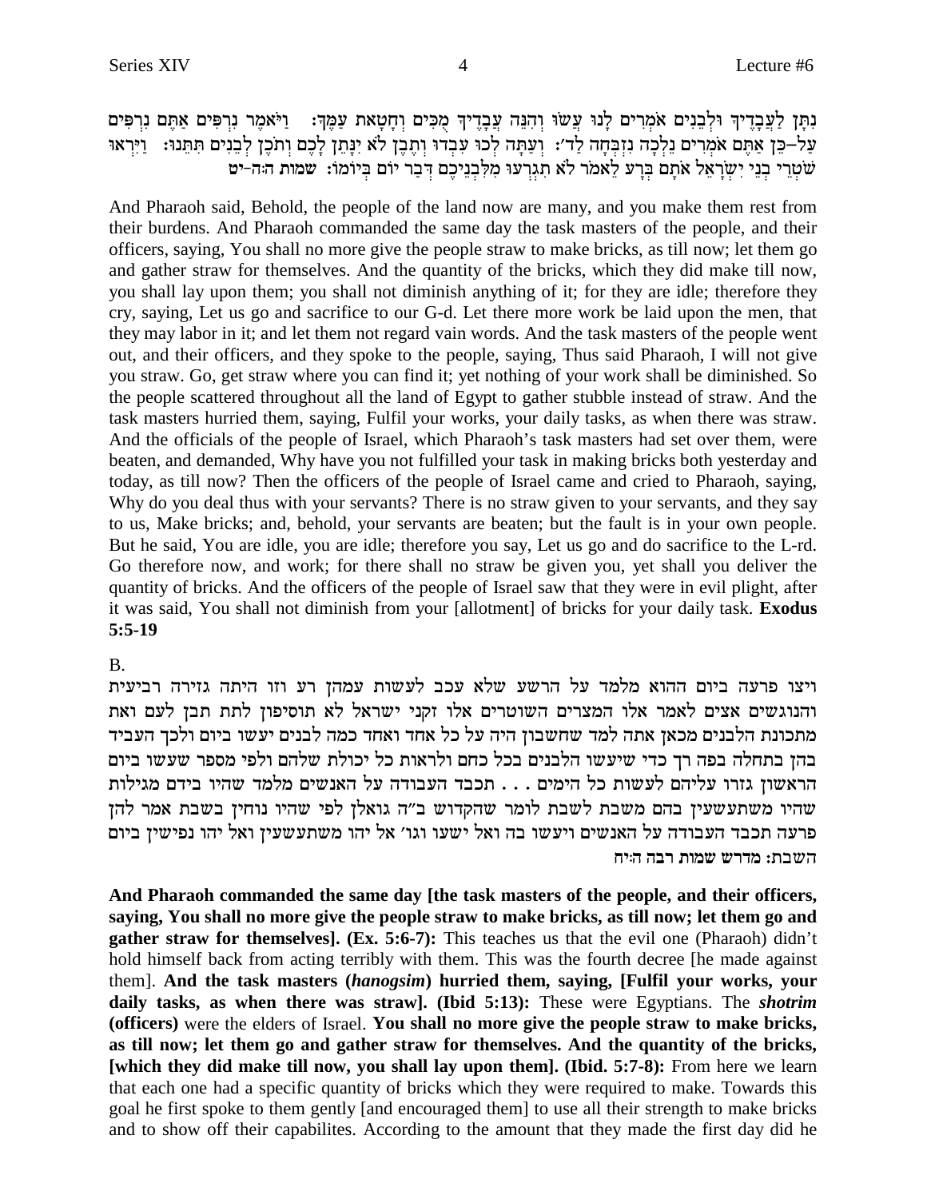נִתָּן לַעֲבָדֶיךָ וּלְבֵנִים אֹמְרִים לָנוּ עֲשׂוּ וְהִנֵּה עֲבָדֶיךָ מֻכִּים וְחָטָאת עַמֶּךָ: וַיֹּאמֶר נִרְפִּים אַתֶּם נִרְפִּים עַל–כֵּן אַתֶּם אֹמְרִים נֵלְכָה נִזְבְּחָה לַד׳: וְעַתָּה לְכוּ עִבְדוּ וְתֶבֶן לֹא יִנָּתֵן לָכֶם וְתֹכֶן לְבֵנִים תִּתֵּנוּ: וַיִּרְאוּ שֹׁטְרֵי בְנֵי יִשְׂרָאֵל אֹתָם בְּרָע לֵאמֹר לֹא תִגְרְעוּ מִלִּבְנֵיכֶם דְּבַר יוֹם בְּיוֹמוֹ: שמות ה:ה-יט

And Pharaoh said, Behold, the people of the land now are many, and you make them rest from their burdens. And Pharaoh commanded the same day the task masters of the people, and their officers, saying, You shall no more give the people straw to make bricks, as till now; let them go and gather straw for themselves. And the quantity of the bricks, which they did make till now, you shall lay upon them; you shall not diminish anything of it; for they are idle; therefore they cry, saying, Let us go and sacrifice to our G-d. Let there more work be laid upon the men, that they may labor in it; and let them not regard vain words. And the task masters of the people went out, and their officers, and they spoke to the people, saying, Thus said Pharaoh, I will not give you straw. Go, get straw where you can find it; yet nothing of your work shall be diminished. So the people scattered throughout all the land of Egypt to gather stubble instead of straw. And the task masters hurried them, saying, Fulfil your works, your daily tasks, as when there was straw. And the officials of the people of Israel, which Pharaoh's task masters had set over them, were beaten, and demanded, Why have you not fulfilled your task in making bricks both yesterday and today, as till now? Then the officers of the people of Israel came and cried to Pharaoh, saying, Why do you deal thus with your servants? There is no straw given to your servants, and they say to us, Make bricks; and, behold, your servants are beaten; but the fault is in your own people. But he said, You are idle, you are idle; therefore you say, Let us go and do sacrifice to the L-rd. Go therefore now, and work; for there shall no straw be given you, yet shall you deliver the quantity of bricks. And the officers of the people of Israel saw that they were in evil plight, after it was said, You shall not diminish from your [allotment] of bricks for your daily task. **Exodus 5:5-19**

B.

ויצו פרעה ביום ההוא מלמד על הרשע שלא עכב לעשות עמהן רע וזו היתה גזירה רביעית והנוגשים אצים לאמר אלו המצרים השוטרים אלו זקני ישראל לא תוסיפון לתת תבן לעם ואת מתכונת הלבנים מכאן אתה למד שחשבון היה על כל אחד ואחד כמה לבנים יעשו ביום ולכך העביד בהן בתחלה בפה רך כדי שיעשו הלבנים בכל כחם ולראות כל יכולת שלהם ולפי מספר שעשו ביום הראשון גזרו עליהם לעשות כל הימים . . . תכבד העבודה על האנשים מלמד שהיו בידם מגילות שהיו משתעשעין בהם משבת לשבת לומר שהקדוש ב"ה גואלן לפי שהיו נוחין בשבת אמר להן פרעה תכבד העבודה על האנשים ויעשו בה ואל ישעו וגו׳ אל יהו משתעשעין ואל יהו נפישין ביום השבת: מדרש שמות רבה ה:יח

**And Pharaoh commanded the same day [the task masters of the people, and their officers, saying, You shall no more give the people straw to make bricks, as till now; let them go and gather straw for themselves]. (Ex. 5:6-7):** This teaches us that the evil one (Pharaoh) didn't hold himself back from acting terribly with them. This was the fourth decree [he made against them]. **And the task masters (*hanogsim*) hurried them, saying, [Fulfil your works, your daily tasks, as when there was straw]. (Ibid 5:13):** These were Egyptians. The ***shotrim* (officers)** were the elders of Israel. **You shall no more give the people straw to make bricks, as till now; let them go and gather straw for themselves. And the quantity of the bricks, [which they did make till now, you shall lay upon them]. (Ibid. 5:7-8):** From here we learn that each one had a specific quantity of bricks which they were required to make. Towards this goal he first spoke to them gently [and encouraged them] to use all their strength to make bricks and to show off their capabilites. According to the amount that they made the first day did he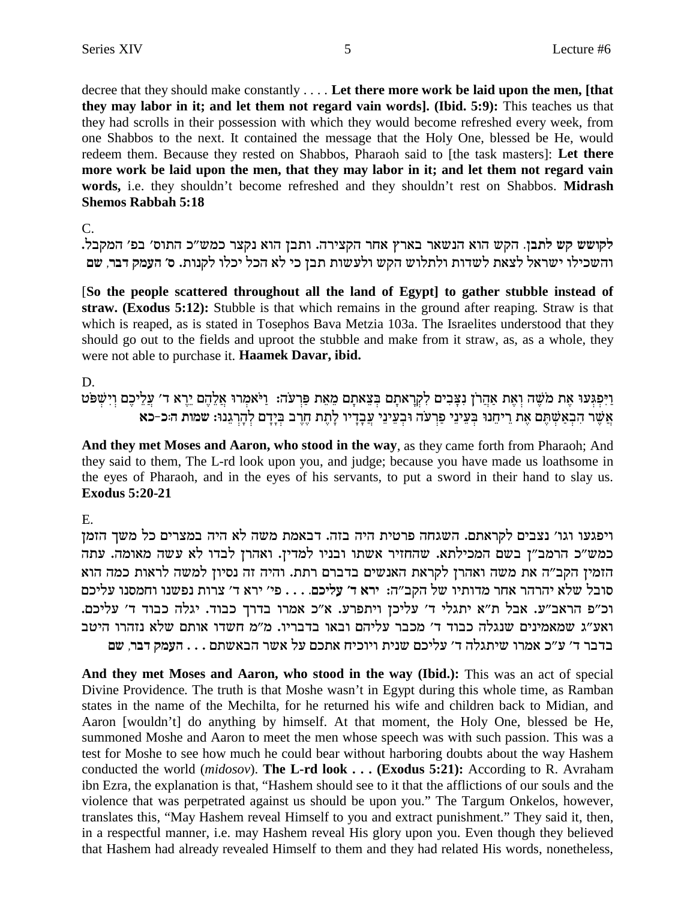decree that they should make constantly . . . . **Let there more work be laid upon the men, [that they may labor in it; and let them not regard vain words]. (Ibid. 5:9):** This teaches us that they had scrolls in their possession with which they would become refreshed every week, from one Shabbos to the next. It contained the message that the Holy One, blessed be He, would redeem them. Because they rested on Shabbos, Pharaoh said to [the task masters]: **Let there more work be laid upon the men, that they may labor in it; and let them not regard vain words,** i.e. they shouldn't become refreshed and they shouldn't rest on Shabbos. **Midrash Shemos Rabbah 5:18**

C.

לקושש קש לתבן. הקש הוא הנשאר בארץ אחר הקצירה. ותבן הוא נקצר כמש"כ התוס' בפ' המקבל. והשכילו ישראל לצאת לשדות ולתלוש הקש ולעשות תבן כי לא הכל יכלו לקנות. **ס' העמק דבר, שם**

[**So the people scattered throughout all the land of Egypt] to gather stubble instead of straw. (Exodus 5:12):** Stubble is that which remains in the ground after reaping. Straw is that which is reaped, as is stated in Tosephos Bava Metzia 103a. The Israelites understood that they should go out to the fields and uproot the stubble and make from it straw, as, as a whole, they were not able to purchase it. **Haamek Davar, ibid.**

D.

וַיִּפְגְּעוּ אֶת מֹשֶׁה וְאֶת אַהֲרֹן נִצָּבִים לִקְרָאתָם בְּצֵאתָם מֵאֵת פַּרְעֹה: וַיֹּאמְרוּ אֲלֵהֶם יֵרֶא ד' עֲלֵיכֶם וְיִשְׁפֹּט אֲשֶׁר הִבְאַשְׁתֶּם אֶת רֵיחֵנוּ בְּעֵינֵי פַרְעֹה וּבְעֵינֵי עֲבָדָיו לָתֶת חֶרֶב בְּיָדָם לְהָרְגֵנוּ: **שמות ה:כ-כא**

**And they met Moses and Aaron, who stood in the way**, as they came forth from Pharaoh; And they said to them, The L-rd look upon you, and judge; because you have made us loathsome in the eyes of Pharaoh, and in the eyes of his servants, to put a sword in their hand to slay us. **Exodus 5:20-21**

E.

ויפגעו וגו' נצבים לקראתם. השגחה פרטית היה בזה. דבאמת משה לא היה במצרים כל משך הזמן כמש"כ הרמב"ן בשם המכילתא. שהחזיר אשתו ובניו למדין. ואהרן לבדו לא עשה מאומה. עתה הזמין הקב"ה את משה ואהרן לקראת האנשים בדברם רתת. והיה זה נסיון למשה לראות כמה הוא סובל שלא יהרהר אחר מדותיו של הקב"ה: **ירא ד' עליכם.** . . . פי' ירא ד' צרות נפשנו וחמסנו עליכם וכ"פ הראב"ע. אבל ת"א יתגלי ד' עליכן ויתפרע. א"כ אמרו בדרך כבוד. יגלה כבוד ד' עליכם. ואע"ג שמאמינים שנגלה כבוד ד' מכבר עליהם ובאו בדבריו. מ"מ חשדו אותם שלא נזהרו היטב בדבר ד' ע"כ אמרו שיתגלה ד' עליכם שנית ויוכיח אתכם על אשר הבאשתם . . . **העמק דבר, שם**

**And they met Moses and Aaron, who stood in the way (Ibid.):** This was an act of special Divine Providence. The truth is that Moshe wasn't in Egypt during this whole time, as Ramban states in the name of the Mechilta, for he returned his wife and children back to Midian, and Aaron [wouldn't] do anything by himself. At that moment, the Holy One, blessed be He, summoned Moshe and Aaron to meet the men whose speech was with such passion. This was a test for Moshe to see how much he could bear without harboring doubts about the way Hashem conducted the world (*midosov*). **The L-rd look . . . (Exodus 5:21):** According to R. Avraham ibn Ezra, the explanation is that, "Hashem should see to it that the afflictions of our souls and the violence that was perpetrated against us should be upon you." The Targum Onkelos, however, translates this, "May Hashem reveal Himself to you and extract punishment." They said it, then, in a respectful manner, i.e. may Hashem reveal His glory upon you. Even though they believed that Hashem had already revealed Himself to them and they had related His words, nonetheless,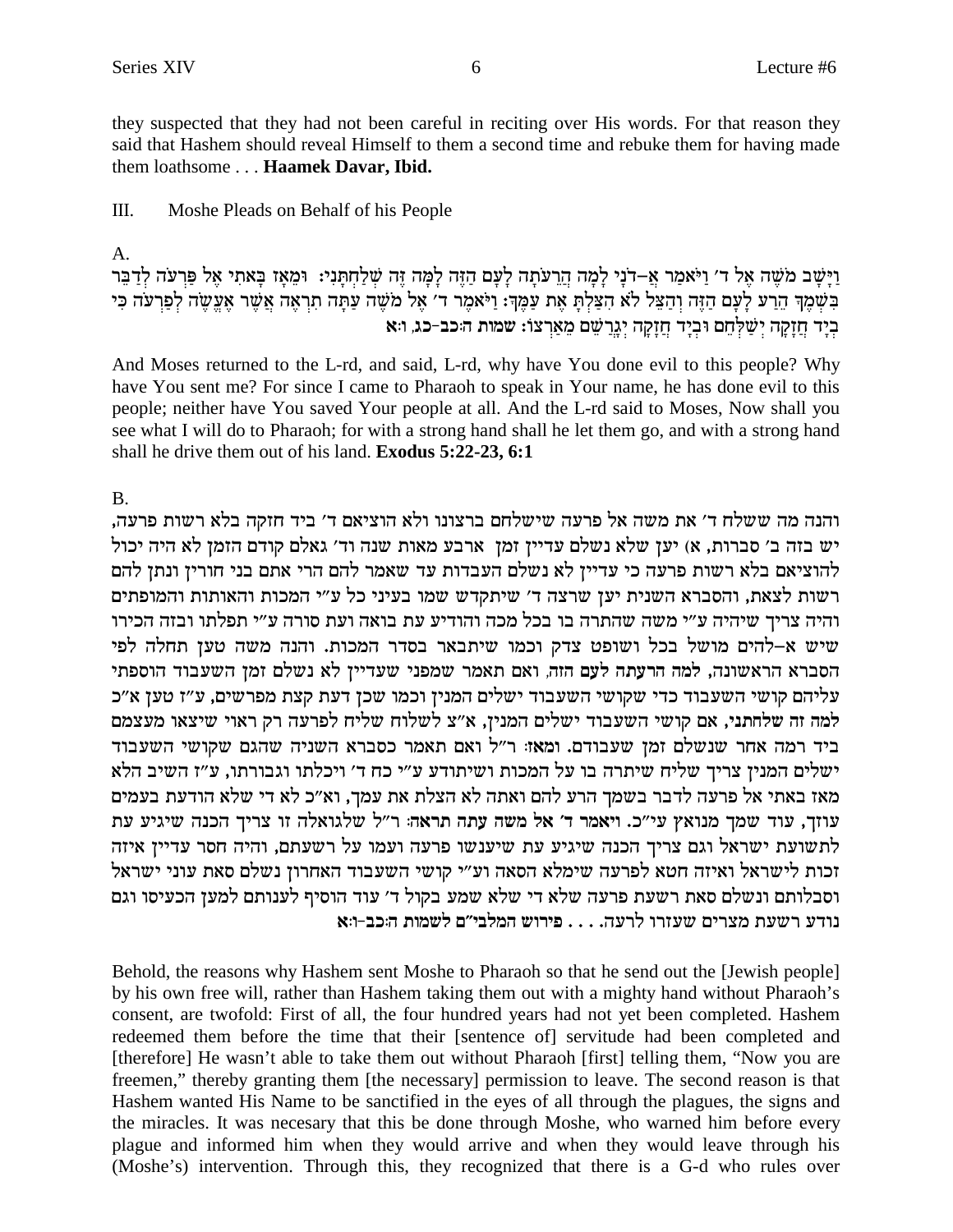they suspected that they had not been careful in reciting over His words. For that reason they said that Hashem should reveal Himself to them a second time and rebuke them for having made them loathsome . . . **Haamek Davar, Ibid.**

III. Moshe Pleads on Behalf of his People

A.

וַיָּשָׁב מֹשֶׁה אֶל ד׳ וַיֹּאמַר אֲ–דֹנָי לָמָה הֲרֵעֹתָה לָעָם הַזֶּה לָמָּה זֶּה שְׁלַחְתָּנִי: וּמֵאָז בָּאתִי אֶל פַּרְעֹה לְדַבֵּר בִּשְׁמֶךָ הֵרַע לָעָם הַזֶּה וְהַצֵּל לֹא הִצַּלְתָּ אֶת עַמֶּךָ: וַיֹּאמֶר ד׳ אֶל מֹשֶׁה עַתָּה תִרְאֶה אֲשֶׁר אֶעֱשֶׂה לְפַרְעֹה כִּי בְיָד חֲזָקָה יְשַׁלְּחֵם וּבְיָד חֲזָקָה יְגָרְשֵׁם מֵאַרְצוֹ: **שמות ה:כב-כג, ו:א**

And Moses returned to the L-rd, and said, L-rd, why have You done evil to this people? Why have You sent me? For since I came to Pharaoh to speak in Your name, he has done evil to this people; neither have You saved Your people at all. And the L-rd said to Moses, Now shall you see what I will do to Pharaoh; for with a strong hand shall he let them go, and with a strong hand shall he drive them out of his land. **Exodus 5:22-23, 6:1**

B.

והנה מה ששלח ד׳ את משה אל פרעה שישלחם ברצונו ולא הוציאם ד׳ ביד חזקה בלא רשות פרעה, יש בזה ב׳ סברות, א) יען שלא נשלם עדיין זמן ארבע מאות שנה וד׳ גאלם קודם הזמן לא היה יכול להוציאם בלא רשות פרעה כי עדיין לא נשלם העבדות עד שאמר להם הרי אתם בני חורין ונתן להם רשות לצאת, והסברא השנית יען שרצה ד׳ שיתקדש שמו בעיני כל ע״י המכות והאותות והמופתים והיה צריך שיהיה ע״י משה שהתרה בו בכל מכה והודיע עת בואה ועת סורה ע״י תפלתו ובזה הכירו שיש א–להים מושל בכל ושופט צדק וכמו שיתבאר בסדר המכות. והנה משה טען תחלה לפי הסברא הראשונה, **למה הרעתה לעם הזה**, ואם תאמר שמפני שעדיין לא נשלם זמן השעבוד הוספתי עליהם קושי השעבוד כדי שקושי השעבוד ישלים המנין וכמו שכן דעת קצת מפרשים, ע״ז טען א״כ **למה זה שלחתני**, אם קושי השעבוד ישלים המנין, א״צ לשלוח שליח לפרעה רק ראוי שיצאו מעצמם ביד רמה אחר שנשלם זמן שעבודם. **ומאז**: ר״ל ואם תאמר כסברא השניה שהגם שקושי השעבוד ישלים המנין צריך שליח שיתרה בו על המכות ושיתודע ע״י כח ד׳ ויכלתו וגבורתו, ע״ז השיב הלא מאז באתי אל פרעה לדבר בשמך הרע להם ואתה לא הצלת את עמך, וא״כ לא די שלא הודעת בעמים עוזך, עוד שמך מנואץ עי״כ. **ויאמר ד׳ אל משה עתה תראה**: ר״ל שלגואלה זו צריך הכנה שיגיע עת לתשועת ישראל וגם צריך הכנה שיגיע עת שיענשו פרעה ועמו על רשעתם, והיה חסר עדיין איזה זכות לישראל ואיזה חטא לפרעה שימלא הסאה וע״י קושי השעבוד האחרון נשלם סאת עוני ישראל וסבלותם ונשלם סאת רשעת פרעה שלא די שלא שמע בקול ד׳ עוד הוסיף לענותם למען הכעיסו וגם נודע רשעת מצרים שעזרו לרעה. . . . **פירוש המלבי״ם לשמות ה:כב-ו:א**

Behold, the reasons why Hashem sent Moshe to Pharaoh so that he send out the [Jewish people] by his own free will, rather than Hashem taking them out with a mighty hand without Pharaoh's consent, are twofold: First of all, the four hundred years had not yet been completed. Hashem redeemed them before the time that their [sentence of] servitude had been completed and [therefore] He wasn't able to take them out without Pharaoh [first] telling them, "Now you are freemen," thereby granting them [the necessary] permission to leave. The second reason is that Hashem wanted His Name to be sanctified in the eyes of all through the plagues, the signs and the miracles. It was necesary that this be done through Moshe, who warned him before every plague and informed him when they would arrive and when they would leave through his (Moshe's) intervention. Through this, they recognized that there is a G-d who rules over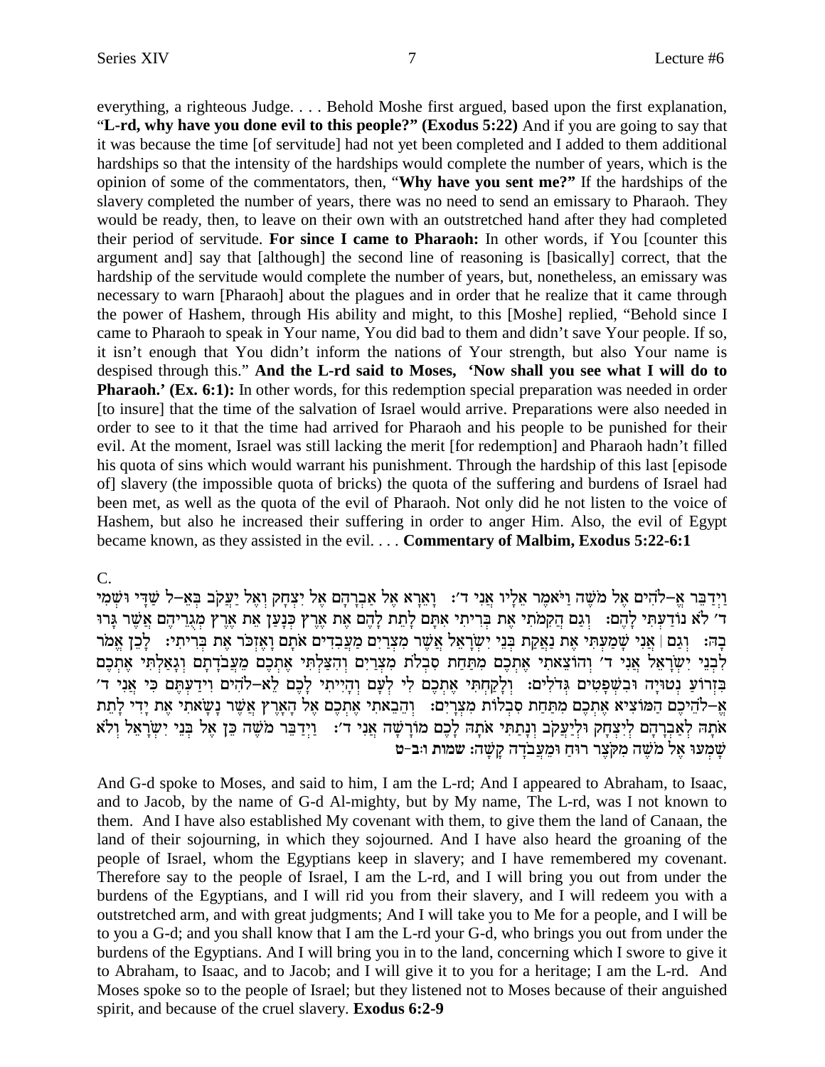everything, a righteous Judge. . . . Behold Moshe first argued, based upon the first explanation, "**L-rd, why have you done evil to this people?" (Exodus 5:22)** And if you are going to say that it was because the time [of servitude] had not yet been completed and I added to them additional hardships so that the intensity of the hardships would complete the number of years, which is the opinion of some of the commentators, then, "**Why have you sent me?"** If the hardships of the slavery completed the number of years, there was no need to send an emissary to Pharaoh. They would be ready, then, to leave on their own with an outstretched hand after they had completed their period of servitude. **For since I came to Pharaoh:** In other words, if You [counter this argument and] say that [although] the second line of reasoning is [basically] correct, that the hardship of the servitude would complete the number of years, but, nonetheless, an emissary was necessary to warn [Pharaoh] about the plagues and in order that he realize that it came through the power of Hashem, through His ability and might, to this [Moshe] replied, "Behold since I came to Pharaoh to speak in Your name, You did bad to them and didn't save Your people. If so, it isn't enough that You didn't inform the nations of Your strength, but also Your name is despised through this." **And the L-rd said to Moses, 'Now shall you see what I will do to Pharaoh.' (Ex. 6:1):** In other words, for this redemption special preparation was needed in order [to insure] that the time of the salvation of Israel would arrive. Preparations were also needed in order to see to it that the time had arrived for Pharaoh and his people to be punished for their evil. At the moment, Israel was still lacking the merit [for redemption] and Pharaoh hadn't filled his quota of sins which would warrant his punishment. Through the hardship of this last [episode of] slavery (the impossible quota of bricks) the quota of the suffering and burdens of Israel had been met, as well as the quota of the evil of Pharaoh. Not only did he not listen to the voice of Hashem, but also he increased their suffering in order to anger Him. Also, the evil of Egypt became known, as they assisted in the evil. . . . **Commentary of Malbim, Exodus 5:22-6:1**

C.

וַיְדַבֵּר אֱ–לֹהִים אֶל מֹשֶׁה וַיֹּאמֶר אֵלָיו אֲנִי ד׳: וָאֵרָא אֶל אַבְרָהָם אֶל יִצְחָק וְאֶל יַעֲקֹב בְּאֵ–ל שַׁדָּי וּשְׁמִי ד׳ לֹא נוֹדַעְתִּי לָהֶם: וְגַם הֲקִמֹתִי אֶת בְּרִיתִי אִתָּם לָתֵת לָהֶם אֶת אֶרֶץ כְּנָעַן אֵת אֶרֶץ מְגֻרֵיהֶם אֲשֶׁר גָּרוּ בָהּ: וְגַם | אֲנִי שָׁמַעְתִּי אֶת נַאֲקַת בְּנֵי יִשְׂרָאֵל אֲשֶׁר מִצְרַיִם מַעֲבִדִים אֹתָם וָאֶזְכֹּר אֶת בְּרִיתִי: לָכֵן אֱמֹר לִבְנֵי יִשְׂרָאֵל אֲנִי ד׳ וְהוֹצֵאתִי אֶתְכֶם מִתַּחַת סִבְלֹת מִצְרַיִם וְהִצַּלְתִּי אֶתְכֶם מֵעֲבֹדָתָם וְגָאַלְתִּי אֶתְכֶם בִּזְרוֹעַ נְטוּיָה וּבִשְׁפָטִים גְּדֹלִים: וְלָקַחְתִּי אֶתְכֶם לִי לְעָם וְהָיִיתִי לָכֶם לֵא–לֹהִים וִידַעְתֶּם כִּי אֲנִי ד׳ אֱ–לֹהֵיכֶם הַמּוֹצִיא אֶתְכֶם מִתַּחַת סִבְלוֹת מִצְרָיִם: וְהֵבֵאתִי אֶתְכֶם אֶל הָאָרֶץ אֲשֶׁר נָשָׂאתִי אֶת יָדִי לָתֵת אֹתָהּ לְאַבְרָהָם לְיִצְחָק וּלְיַעֲקֹב וְנָתַתִּי אֹתָהּ לָכֶם מוֹרָשָׁה אֲנִי ד׳: וַיְדַבֵּר מֹשֶׁה כֵּן אֶל בְּנֵי יִשְׂרָאֵל וְלֹא שָׁמְעוּ אֶל מֹשֶׁה מִקֹּצֶר רוּחַ וּמֵעֲבֹדָה קָשָׁה: שמות ו:ב-ט

And G-d spoke to Moses, and said to him, I am the L-rd; And I appeared to Abraham, to Isaac, and to Jacob, by the name of G-d Al-mighty, but by My name, The L-rd, was I not known to them. And I have also established My covenant with them, to give them the land of Canaan, the land of their sojourning, in which they sojourned. And I have also heard the groaning of the people of Israel, whom the Egyptians keep in slavery; and I have remembered my covenant. Therefore say to the people of Israel, I am the L-rd, and I will bring you out from under the burdens of the Egyptians, and I will rid you from their slavery, and I will redeem you with a outstretched arm, and with great judgments; And I will take you to Me for a people, and I will be to you a G-d; and you shall know that I am the L-rd your G-d, who brings you out from under the burdens of the Egyptians. And I will bring you in to the land, concerning which I swore to give it to Abraham, to Isaac, and to Jacob; and I will give it to you for a heritage; I am the L-rd. And Moses spoke so to the people of Israel; but they listened not to Moses because of their anguished spirit, and because of the cruel slavery. **Exodus 6:2-9**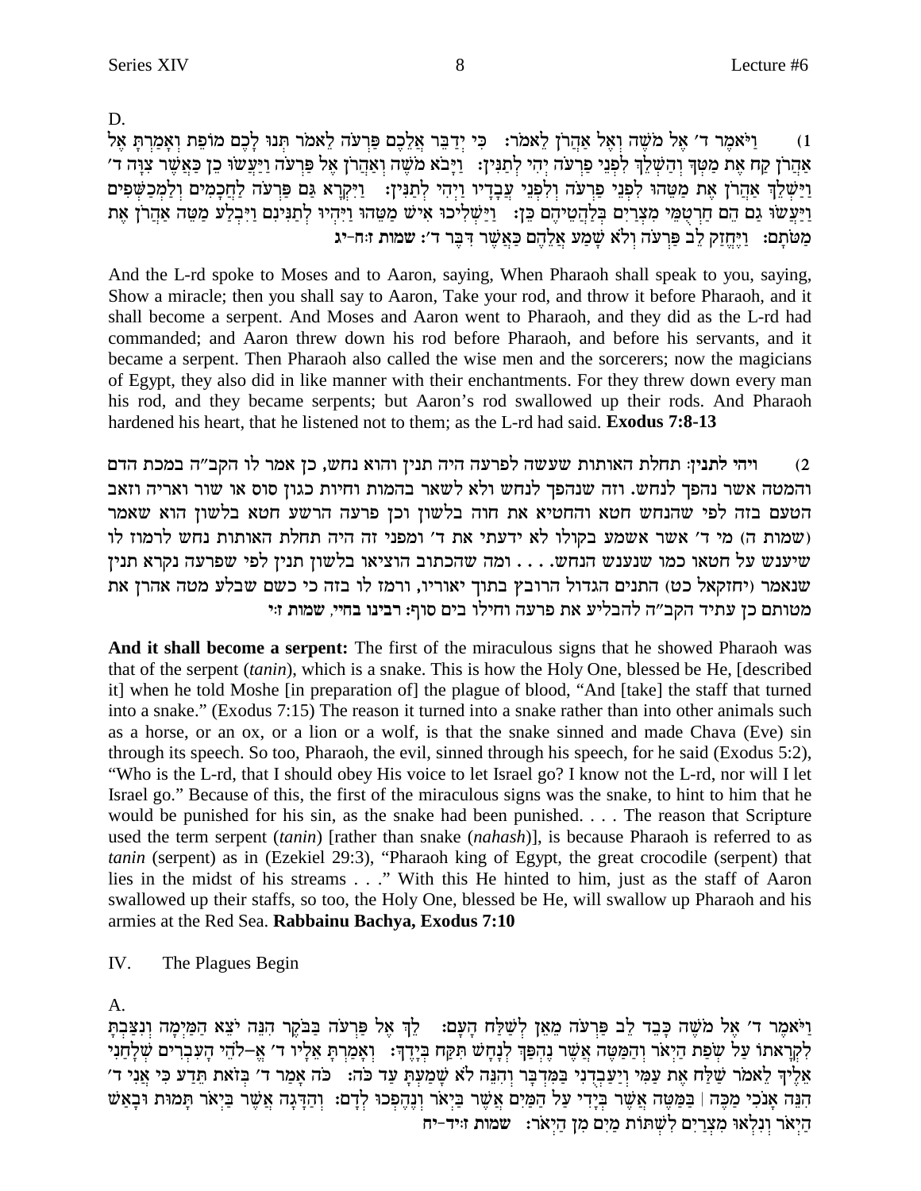D.

1) וַיֹּאמֶר ד׳ אֶל מֹשֶׁה וְאֶל אַהֲרֹן לֵאמֹר: כִּי יְדַבֵּר אֲלֵכֶם פַּרְעֹה לֵאמֹר תְּנוּ לָכֶם מוֹפֵת וְאָמַרְתָּ אֶל אַהֲרֹן קַח אֶת מַטְּךָ וְהַשְׁלֵךְ לִפְנֵי פַרְעֹה יְהִי לְתַנִּין: וַיָּבֹא מֹשֶׁה וְאַהֲרֹן אֶל פַּרְעֹה וַיַּעֲשׂוּ כֵן כַּאֲשֶׁר צִוָּה ד׳ וַיַּשְׁלֵךְ אַהֲרֹן אֶת מַטֵּהוּ לִפְנֵי פַרְעֹה וְלִפְנֵי עֲבָדָיו וַיְהִי לְתַנִּין: וַיִּקְרָא גַּם פַּרְעֹה לַחֲכָמִים וְלַמְכַשְּׁפִים וַיַּעֲשׂוּ גַם הֵם חַרְטֻמֵּי מִצְרַיִם בְּלַהֲטֵיהֶם כֵּן: וַיַּשְׁלִיכוּ אִישׁ מַטֵּהוּ וַיִּהְיוּ לְתַנִּינִם וַיִּבְלַע מַטֵּה אַהֲרֹן אֶת מַטֹּתָם: וַיֶּחֱזַק לֵב פַּרְעֹה וְלֹא שָׁמַע אֲלֵהֶם כַּאֲשֶׁר דִּבֶּר ד׳: **שמות ז:ח-יג**

And the L-rd spoke to Moses and to Aaron, saying, When Pharaoh shall speak to you, saying, Show a miracle; then you shall say to Aaron, Take your rod, and throw it before Pharaoh, and it shall become a serpent. And Moses and Aaron went to Pharaoh, and they did as the L-rd had commanded; and Aaron threw down his rod before Pharaoh, and before his servants, and it became a serpent. Then Pharaoh also called the wise men and the sorcerers; now the magicians of Egypt, they also did in like manner with their enchantments. For they threw down every man his rod, and they became serpents; but Aaron's rod swallowed up their rods. And Pharaoh hardened his heart, that he listened not to them; as the L-rd had said. **Exodus 7:8-13**

2) ויהי לתנין: תחלת האותות שעשה לפרעה היה תנין והוא נחש, כן אמר לו הקב״ה במכת הדם והמטה אשר נהפך לנחש. וזה שנהפך לנחש ולא לשאר בהמות וחיות כגון סוס או שור ואריה וזאב הטעם בזה לפי שהנחש חטא והחטיא את חוה בלשון וכן פרעה הרשע חטא בלשון הוא שאמר (שמות ה) מי ד׳ אשר אשמע בקולו לא ידעתי את ד׳ ומפני זה היה תחלת האותות נחש לרמוז לו שיענש על חטאו כמו שנענש הנחש. . . . ומה שהכתוב הוציאו בלשון תנין לפי שפרעה נקרא תנין שנאמר (יחזקאל כט) התנים הגדול הרובץ בתוך יאוריו, ורמז לו בזה כי כשם שבלע מטה אהרן את מטותם כן עתיד הקב״ה להבליע את פרעה וחילו בים סוף: **רבינו בחיי, שמות ז:י**

**And it shall become a serpent:** The first of the miraculous signs that he showed Pharaoh was that of the serpent (*tanin*), which is a snake. This is how the Holy One, blessed be He, [described it] when he told Moshe [in preparation of] the plague of blood, "And [take] the staff that turned into a snake." (Exodus 7:15) The reason it turned into a snake rather than into other animals such as a horse, or an ox, or a lion or a wolf, is that the snake sinned and made Chava (Eve) sin through its speech. So too, Pharaoh, the evil, sinned through his speech, for he said (Exodus 5:2), "Who is the L-rd, that I should obey His voice to let Israel go? I know not the L-rd, nor will I let Israel go." Because of this, the first of the miraculous signs was the snake, to hint to him that he would be punished for his sin, as the snake had been punished. . . . The reason that Scripture used the term serpent (*tanin*) [rather than snake (*nahash*)], is because Pharaoh is referred to as *tanin* (serpent) as in (Ezekiel 29:3), "Pharaoh king of Egypt, the great crocodile (serpent) that lies in the midst of his streams . . ." With this He hinted to him, just as the staff of Aaron swallowed up their staffs, so too, the Holy One, blessed be He, will swallow up Pharaoh and his armies at the Red Sea. **Rabbainu Bachya, Exodus 7:10**

## IV. The Plagues Begin

A.

וַיֹּאמֶר ד׳ אֶל מֹשֶׁה כָּבֵד לֵב פַּרְעֹה מֵאֵן לְשַׁלַּח הָעָם: לֵךְ אֶל פַּרְעֹה בַּבֹּקֶר הִנֵּה יֹצֵא הַמַּיְמָה וְנִצַּבְתָּ לִקְרָאתוֹ עַל שְׂפַת הַיְאֹר וְהַמַּטֶּה אֲשֶׁר נֶהְפַּךְ לְנָחָשׁ תִּקַּח בְּיָדֶךָ: וְאָמַרְתָּ אֵלָיו ד׳ אֱ-לֹהֵי הָעִבְרִים שְׁלָחַנִי אֵלֶיךָ לֵאמֹר שַׁלַּח אֶת עַמִּי וְיַעַבְדֻנִי בַּמִּדְבָּר וְהִנֵּה לֹא שָׁמַעְתָּ עַד כֹּה: כֹּה אָמַר ד׳ בְּזֹאת תֵּדַע כִּי אֲנִי ד׳ הִנֵּה אָנֹכִי מַכֶּה | בַּמַּטֶּה אֲשֶׁר בְּיָדִי עַל הַמַּיִם אֲשֶׁר בַּיְאֹר וְנֶהֶפְכוּ לְדָם: וְהַדָּגָה אֲשֶׁר בַּיְאֹר תָּמוּת וּבָאַשׁ הַיְאֹר וְנִלְאוּ מִצְרַיִם לִשְׁתּוֹת מַיִם מִן הַיְאֹר: **שמות ז:יד-יח**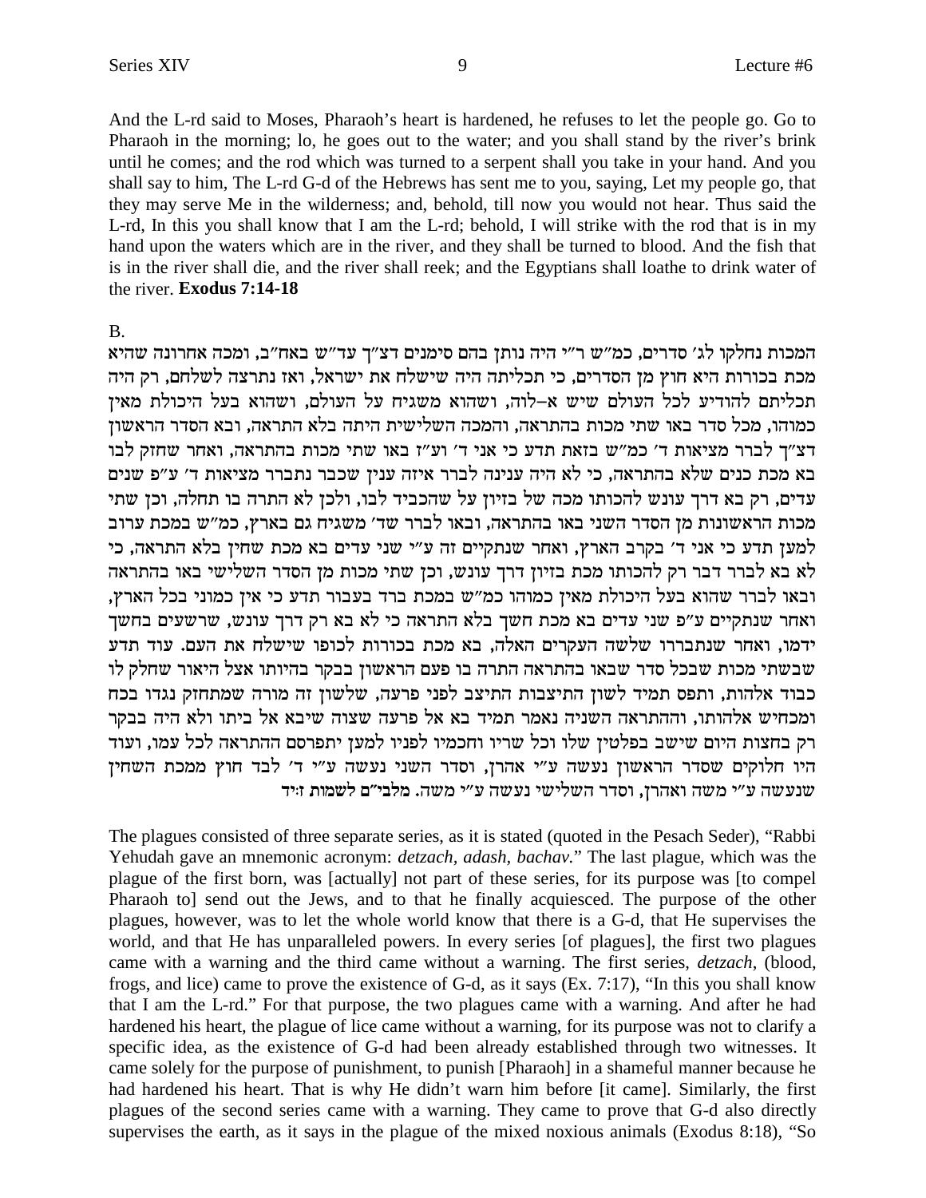And the L-rd said to Moses, Pharaoh's heart is hardened, he refuses to let the people go. Go to Pharaoh in the morning; lo, he goes out to the water; and you shall stand by the river's brink until he comes; and the rod which was turned to a serpent shall you take in your hand. And you shall say to him, The L-rd G-d of the Hebrews has sent me to you, saying, Let my people go, that they may serve Me in the wilderness; and, behold, till now you would not hear. Thus said the L-rd, In this you shall know that I am the L-rd; behold, I will strike with the rod that is in my hand upon the waters which are in the river, and they shall be turned to blood. And the fish that is in the river shall die, and the river shall reek; and the Egyptians shall loathe to drink water of the river. **Exodus 7:14-18**

B.

המכות נחלקו לג' סדרים, כמ"ש ר"י היה נותן בהם סימנים דצ"ך עד"ש באח"ב, ומכה אחרונה שהיא מכת בכורות היא חוץ מן הסדרים, כי תכליתה היה שישלח את ישראל, ואז נתרצה לשלחם, רק היה תכליתם להודיע לכל העולם שיש א–לוה, ושהוא משגיח על העולם, ושהוא בעל היכולת מאין כמוהו, מכל סדר באו שתי מכות בהתראה, והמכה השלישית היתה בלא התראה, ובא הסדר הראשון דצ"ך לברר מציאות ד' כמ"ש בזאת תדע כי אני ד' וע"ז באו שתי מכות בהתראה, ואחר שחזק לבו בא מכת כנים שלא בהתראה, כי לא היה ענינה לברר איזה ענין שכבר נתברר מציאות ד' ע"פ שנים עדים, רק בא דרך עונש להכותו מכה של בזיון על שהכביד לבו, ולכן לא התרה בו תחלה, וכן שתי מכות הראשונות מן הסדר השני באו בהתראה, ובאו לברר שד' משגיח גם בארץ, כמ"ש במכת ערוב למען תדע כי אני ד' בקרב הארץ, ואחר שנתקיים זה ע"י שני עדים בא מכת שחין בלא התראה, כי לא בא לברר דבר רק להכותו מכת בזיון דרך עונש, וכן שתי מכות מן הסדר השלישי באו בהתראה ובאו לברר שהוא בעל היכולת מאין כמוהו כמ"ש במכת ברד בעבור תדע כי אין כמוני בכל הארץ, ואחר שנתקיים ע"פ שני עדים בא מכת חשך בלא התראה כי לא בא רק דרך עונש, שרשעים בחשך ידמו, ואחר שנתבררו שלשה העקרים האלה, בא מכת בכורות לכופו שישלח את העם. עוד תדע שבשתי מכות שבכל סדר שבאו בהתראה התרה בו פעם הראשון בבקר בהיותו אצל היאור שחלק לו כבוד אלהות, ותפס תמיד לשון התיצבות התיצב לפני פרעה, שלשון זה מורה שמתחזק נגדו בכח ומכחיש אלהותו, וההתראה השניה נאמר תמיד בא אל פרעה שצוה שיבא אל ביתו ולא היה בבקר רק בחצות היום שישב בפלטין שלו וכל שריו וחכמיו לפניו למען יתפרסם ההתראה לכל עמו, ועוד היו חלוקים שסדר הראשון נעשה ע"י אהרן, וסדר השני נעשה ע"י ד' לבד חוץ ממכת השחין שנעשה ע"י משה ואהרן, וסדר השלישי נעשה ע"י משה. **מלבי"ם לשמות ז:יד**

The plagues consisted of three separate series, as it is stated (quoted in the Pesach Seder), "Rabbi Yehudah gave an mnemonic acronym: *detzach, adash, bachav.*" The last plague, which was the plague of the first born, was [actually] not part of these series, for its purpose was [to compel Pharaoh to] send out the Jews, and to that he finally acquiesced. The purpose of the other plagues, however, was to let the whole world know that there is a G-d, that He supervises the world, and that He has unparalleled powers. In every series [of plagues], the first two plagues came with a warning and the third came without a warning. The first series, *detzach*, (blood, frogs, and lice) came to prove the existence of G-d, as it says (Ex. 7:17), "In this you shall know that I am the L-rd." For that purpose, the two plagues came with a warning. And after he had hardened his heart, the plague of lice came without a warning, for its purpose was not to clarify a specific idea, as the existence of G-d had been already established through two witnesses. It came solely for the purpose of punishment, to punish [Pharaoh] in a shameful manner because he had hardened his heart. That is why He didn't warn him before [it came]. Similarly, the first plagues of the second series came with a warning. They came to prove that G-d also directly supervises the earth, as it says in the plague of the mixed noxious animals (Exodus 8:18), "So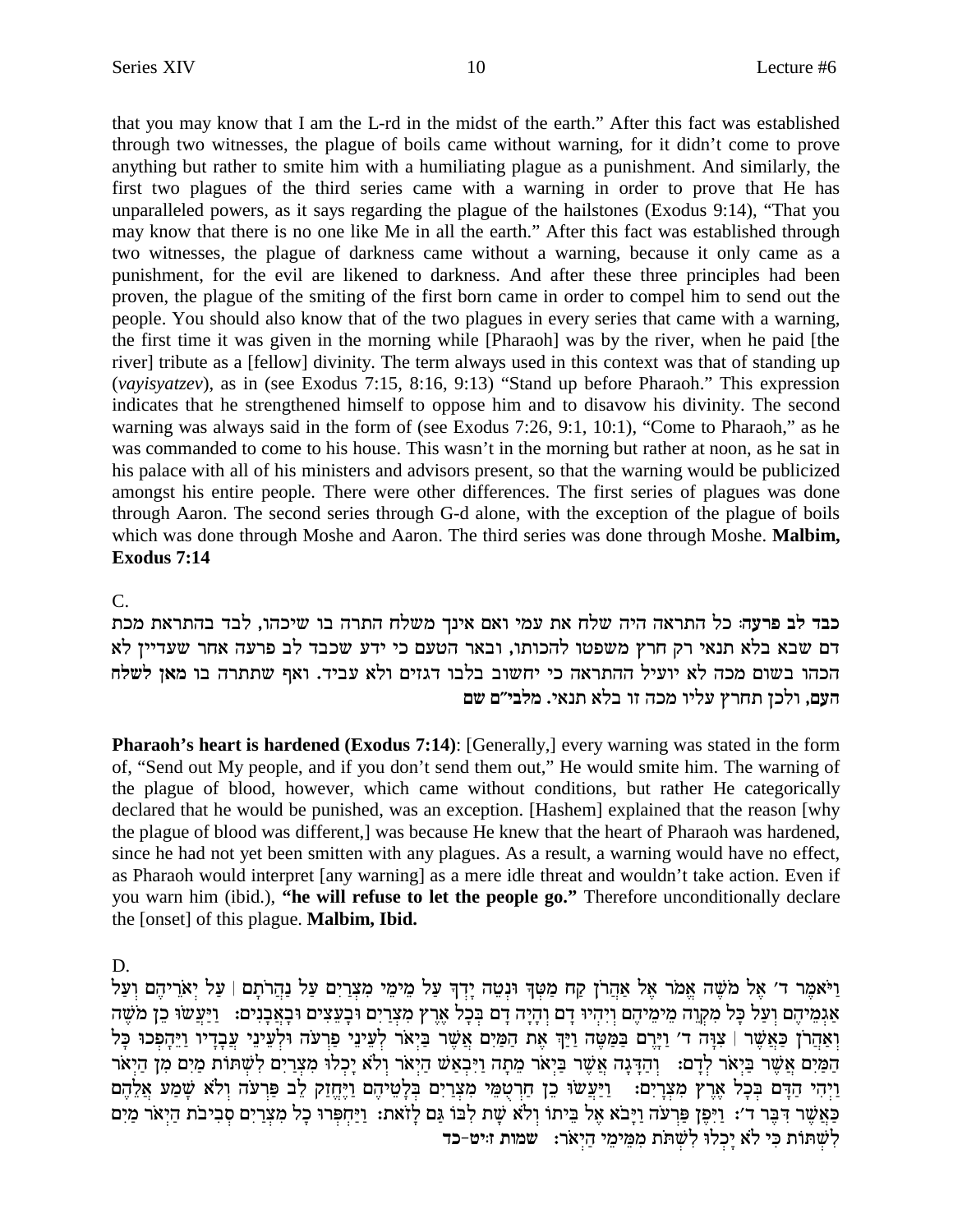that you may know that I am the L-rd in the midst of the earth." After this fact was established through two witnesses, the plague of boils came without warning, for it didn't come to prove anything but rather to smite him with a humiliating plague as a punishment. And similarly, the first two plagues of the third series came with a warning in order to prove that He has unparalleled powers, as it says regarding the plague of the hailstones (Exodus 9:14), "That you may know that there is no one like Me in all the earth." After this fact was established through two witnesses, the plague of darkness came without a warning, because it only came as a punishment, for the evil are likened to darkness. And after these three principles had been proven, the plague of the smiting of the first born came in order to compel him to send out the people. You should also know that of the two plagues in every series that came with a warning, the first time it was given in the morning while [Pharaoh] was by the river, when he paid [the river] tribute as a [fellow] divinity. The term always used in this context was that of standing up (*vayisyatzev*), as in (see Exodus 7:15, 8:16, 9:13) "Stand up before Pharaoh." This expression indicates that he strengthened himself to oppose him and to disavow his divinity. The second warning was always said in the form of (see Exodus 7:26, 9:1, 10:1), "Come to Pharaoh," as he was commanded to come to his house. This wasn't in the morning but rather at noon, as he sat in his palace with all of his ministers and advisors present, so that the warning would be publicized amongst his entire people. There were other differences. The first series of plagues was done through Aaron. The second series through G-d alone, with the exception of the plague of boils which was done through Moshe and Aaron. The third series was done through Moshe. **Malbim, Exodus 7:14**

C.

**כבד לב פרעה**: כל התראה היה שלח את עמי ואם אינך משלח התרה בו שיכהו, לבד בהתראת מכת דם שבא בלא תנאי רק חרץ משפטו להכותו, ובאר הטעם כי ידע שכבד לב פרעה אחר שעדיין לא הכהו בשום מכה לא יועיל ההתראה כי יחשוב בלבו דגזים ולא עביד. **ואף שתתרה בו מאן לשלח העם**, ולכן תחרץ עליו מכה זו בלא תנאי. מלבי"ם שם

**Pharaoh's heart is hardened (Exodus 7:14)**: [Generally,] every warning was stated in the form of, "Send out My people, and if you don't send them out," He would smite him. The warning of the plague of blood, however, which came without conditions, but rather He categorically declared that he would be punished, was an exception. [Hashem] explained that the reason [why the plague of blood was different,] was because He knew that the heart of Pharaoh was hardened, since he had not yet been smitten with any plagues. As a result, a warning would have no effect, as Pharaoh would interpret [any warning] as a mere idle threat and wouldn't take action. Even if you warn him (ibid.), **"he will refuse to let the people go."** Therefore unconditionally declare the [onset] of this plague. **Malbim, Ibid.**

D.

וַיֹּאמֶר ד' אֶל מֹשֶׁה אֱמֹר אֶל אַהֲרֹן קַח מַטְּךָ וּנְטֵה יָדְךָ עַל מֵימֵי מִצְרַיִם עַל נַהֲרֹתָם | עַל יְאֹרֵיהֶם וְעַל אַגְמֵיהֶם וְעַל כָּל מִקְוֵה מֵימֵיהֶם וְיִהְיוּ דָם וְהָיָה דָם בְּכָל אֶרֶץ מִצְרַיִם וּבָעֵצִים וּבָאֲבָנִים: וַיַּעֲשׂוּ כֵן מֹשֶׁה וְאַהֲרֹן כַּאֲשֶׁר | צִוָּה ד' וַיָּרֶם בַּמַּטֶּה וַיַּךְ אֶת הַמַּיִם אֲשֶׁר בַּיְאֹר לְעֵינֵי פַרְעֹה וּלְעֵינֵי עֲבָדָיו וַיֵּהָפְכוּ כָּל הַמַּיִם אֲשֶׁר בַּיְאֹר לְדָם: וְהַדָּגָה אֲשֶׁר בַּיְאֹר מֵתָה וַיִּבְאַשׁ הַיְאֹר וְלֹא יָכְלוּ מִצְרַיִם לִשְׁתּוֹת מַיִם מִן הַיְאֹר וַיְהִי הַדָּם בְּכָל אֶרֶץ מִצְרָיִם: וַיַּעֲשׂוּ כֵן חַרְטֻמֵּי מִצְרַיִם בְּלָטֵיהֶם וַיֶּחֱזַק לֵב פַּרְעֹה וְלֹא שָׁמַע אֲלֵהֶם כַּאֲשֶׁר דִּבֶּר ד': וַיִּפֶן פַּרְעֹה וַיָּבֹא אֶל בֵּיתוֹ וְלֹא שָׁת לִבּוֹ גַּם לָזֹאת: וַיַּחְפְּרוּ כָל מִצְרַיִם סְבִיבֹת הַיְאֹר מַיִם לִשְׁתּוֹת כִּי לֹא יָכְלוּ לִשְׁתֹּת מִמֵּימֵי הַיְאֹר: שמות ז:יט-כד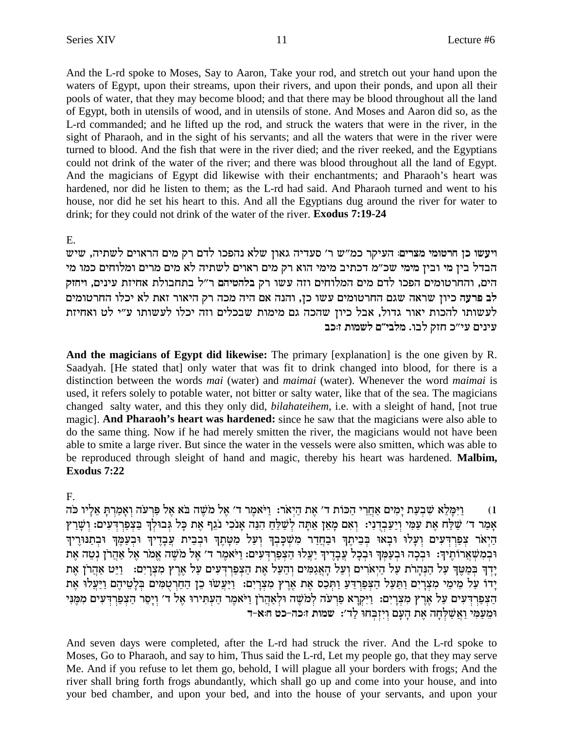And the L-rd spoke to Moses, Say to Aaron, Take your rod, and stretch out your hand upon the waters of Egypt, upon their streams, upon their rivers, and upon their ponds, and upon all their pools of water, that they may become blood; and that there may be blood throughout all the land of Egypt, both in utensils of wood, and in utensils of stone. And Moses and Aaron did so, as the L-rd commanded; and he lifted up the rod, and struck the waters that were in the river, in the sight of Pharaoh, and in the sight of his servants; and all the waters that were in the river were turned to blood. And the fish that were in the river died; and the river reeked, and the Egyptians could not drink of the water of the river; and there was blood throughout all the land of Egypt. And the magicians of Egypt did likewise with their enchantments; and Pharaoh's heart was hardened, nor did he listen to them; as the L-rd had said. And Pharaoh turned and went to his house, nor did he set his heart to this. And all the Egyptians dug around the river for water to drink; for they could not drink of the water of the river. **Exodus 7:19-24**

E.

**ויעשו כן חרטומי מצרים:** העיקר כמ"ש ר' סעדיה גאון שלא נהפכו לדם רק מים הראוים לשתיה, שיש הבדל בין מי ובין מימי שכ"מ דכתיב מימי הוא רק מים ראוים לשתיה לא מים מרים ומלוחים כמו מי הים, והחרטומים הפכו לדם מים המלוחים וזה עשו רק **בלהטיהם** ר"ל בתחבולת אחיזת עינים, **ויחזק לב פרעה** כיון שראה שגם החרטומים עשו כן, והנה אם היה מכה רק היאור זאת לא יכלו החרטומים לעשותו להכות יאור גדול, אבל כיון שהכה גם מימות שבכלים וזה יכלו לעשותו ע"י לט ואחיזת עינים עי"כ חזק לבו. **מלבי"ם לשמות ז:כב**

**And the magicians of Egypt did likewise:** The primary [explanation] is the one given by R. Saadyah. [He stated that] only water that was fit to drink changed into blood, for there is a distinction between the words *mai* (water) and *maimai* (water). Whenever the word *maimai* is used, it refers solely to potable water, not bitter or salty water, like that of the sea. The magicians changed salty water, and this they only did, *bilahateihem*, i.e. with a sleight of hand, [not true magic]. **And Pharaoh's heart was hardened:** since he saw that the magicians were also able to do the same thing. Now if he had merely smitten the river, the magicians would not have been able to smite a large river. But since the water in the vessels were also smitten, which was able to be reproduced through sleight of hand and magic, thereby his heart was hardened. **Malbim, Exodus 7:22**

F.

1) וַיִּמָּלֵא שִׁבְעַת יָמִים אַחֲרֵי הַכּוֹת ד' אֶת הַיְאֹר: וַיֹּאמֶר ד' אֶל מֹשֶׁה בֹּא אֶל פַּרְעֹה וְאָמַרְתָּ אֵלָיו כֹּה אָמַר ד' שַׁלַּח אֶת עַמִּי וְיַעַבְדֻנִי: וְאִם מָאֵן אַתָּה לְשַׁלֵּחַ הִנֵּה אָנֹכִי נֹגֵף אֶת כָּל גְּבוּלְךָ בַּצְפַרְדְּעִים: וְשָׁרַץ הַיְאֹר צְפַרְדְּעִים וְעָלוּ וּבָאוּ בְּבֵיתֶךָ וּבַחֲדַר מִשְׁכָּבְךָ וְעַל מִטָּתֶךָ וּבְבֵית עֲבָדֶיךָ וּבְעַמֶּךָ וּבְתַנּוּרֶיךָ וּבְמִשְׁאֲרוֹתֶיךָ: וּבְכָה וּבְעַמְּךָ וּבְכָל עֲבָדֶיךָ יַעֲלוּ הַצְפַרְדְּעִים: וַיֹּאמֶר ד' אֶל מֹשֶׁה אֱמֹר אֶל אַהֲרֹן נְטֵה אֶת יָדְךָ בְּמַטֶּךָ עַל הַנְּהָרֹת עַל הַיְאֹרִים וְעַל הָאֲגַמִּים וְהַעַל אֶת הַצְפַרְדְּעִים עַל אֶרֶץ מִצְרָיִם: וַיֵּט אַהֲרֹן אֶת יָדוֹ עַל מֵימֵי מִצְרָיִם וַתַּעַל הַצְּפַרְדֵּעַ וַתְּכַס אֶת אֶרֶץ מִצְרָיִם: וַיַּעֲשׂוּ כֵן הַחַרְטֻמִּים בְּלָטֵיהֶם וַיַּעֲלוּ אֶת הַצְפַרְדְּעִים עַל אֶרֶץ מִצְרָיִם: וַיִּקְרָא פַרְעֹה לְמֹשֶׁה וּלְאַהֲרֹן וַיֹּאמֶר הַעְתִּירוּ אֶל ד' וְיָסֵר הַצְפַרְדְּעִים מִמֶּנִּי וּמֵעַמִּי וַאֲשַׁלְּחָה אֶת הָעָם וְיִזְבְּחוּ לַד': **שמות ז:כה-כט ח:א-ד**

And seven days were completed, after the L-rd had struck the river. And the L-rd spoke to Moses, Go to Pharaoh, and say to him, Thus said the L-rd, Let my people go, that they may serve Me. And if you refuse to let them go, behold, I will plague all your borders with frogs; And the river shall bring forth frogs abundantly, which shall go up and come into your house, and into your bed chamber, and upon your bed, and into the house of your servants, and upon your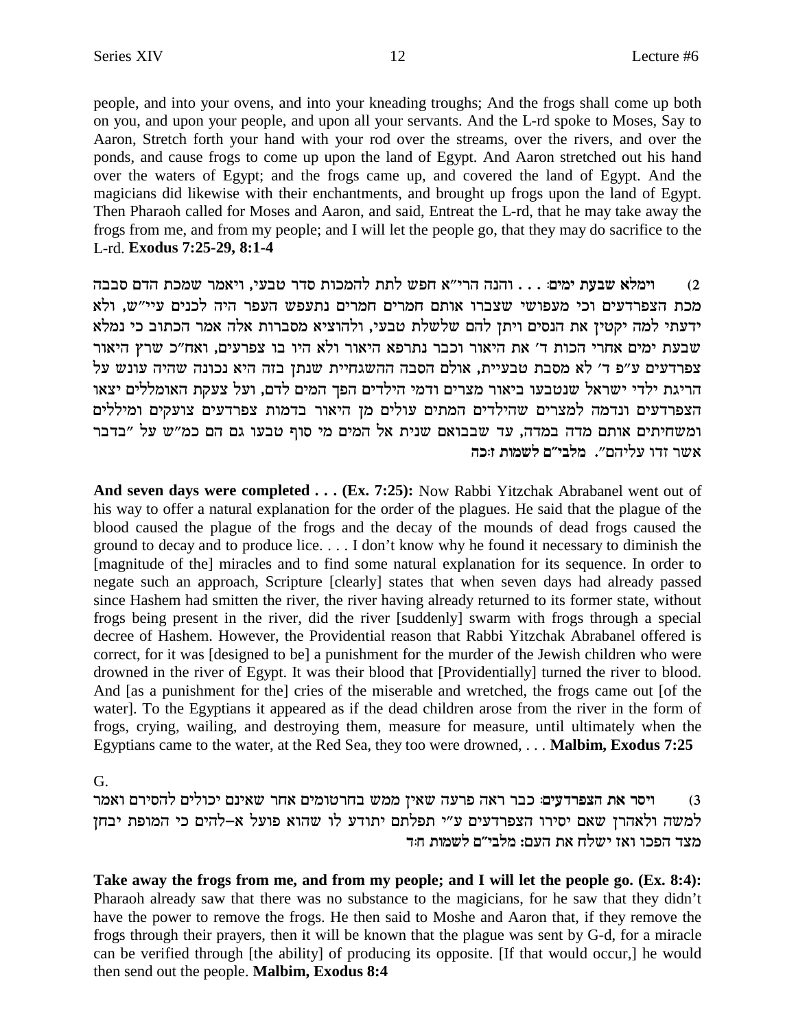people, and into your ovens, and into your kneading troughs; And the frogs shall come up both on you, and upon your people, and upon all your servants. And the L-rd spoke to Moses, Say to Aaron, Stretch forth your hand with your rod over the streams, over the rivers, and over the ponds, and cause frogs to come up upon the land of Egypt. And Aaron stretched out his hand over the waters of Egypt; and the frogs came up, and covered the land of Egypt. And the magicians did likewise with their enchantments, and brought up frogs upon the land of Egypt. Then Pharaoh called for Moses and Aaron, and said, Entreat the L-rd, that he may take away the frogs from me, and from my people; and I will let the people go, that they may do sacrifice to the L-rd. **Exodus 7:25-29, 8:1-4**

2) **וימלא שבעת ימים:** . . . והנה הרי"א חפש לתת להמכות סדר טבעי, ויאמר שמכת הדם סבבה מכת הצפרדעים וכי מעפושי שצברו אותם חמרים חמרים נתעפש העפר היה לכנים עיי"ש, ולא ידעתי למה יקטין את הנסים ויתן להם שלשלת טבעי, ולהוציא מסברות אלה אמר הכתוב כי נמלא שבעת ימים אחרי הכות ד' את היאור וכבר נתרפא היאור ולא היו בו צפרעים, ואח"כ שרץ היאור צפרדעים ע"פ ד' לא מסבת טבעיית, אולם הסבה ההשגחיית שנתן בזה היא נכונה שהיה עונש על הריגת ילדי ישראל שנטבעו ביאור מצרים ודמי הילדים הפך המים לדם, ועל צעקת האומללים יצאו הצפרדעים ונדמה למצרים שהילדים המתים עולים מן היאור בדמות צפרדעים צועקים ומיללים ומשחיתים אותם מדה במדה, עד שבבואם שנית אל המים מי סוף טבעו גם הם כמ"ש על "בדבר אשר זדו עליהם". **מלבי"ם לשמות ז:כה**

**And seven days were completed . . . (Ex. 7:25):** Now Rabbi Yitzchak Abrabanel went out of his way to offer a natural explanation for the order of the plagues. He said that the plague of the blood caused the plague of the frogs and the decay of the mounds of dead frogs caused the ground to decay and to produce lice. . . . I don't know why he found it necessary to diminish the [magnitude of the] miracles and to find some natural explanation for its sequence. In order to negate such an approach, Scripture [clearly] states that when seven days had already passed since Hashem had smitten the river, the river having already returned to its former state, without frogs being present in the river, did the river [suddenly] swarm with frogs through a special decree of Hashem. However, the Providential reason that Rabbi Yitzchak Abrabanel offered is correct, for it was [designed to be] a punishment for the murder of the Jewish children who were drowned in the river of Egypt. It was their blood that [Providentially] turned the river to blood. And [as a punishment for the] cries of the miserable and wretched, the frogs came out [of the water]. To the Egyptians it appeared as if the dead children arose from the river in the form of frogs, crying, wailing, and destroying them, measure for measure, until ultimately when the Egyptians came to the water, at the Red Sea, they too were drowned, . . . **Malbim, Exodus 7:25**

G.

3) **ויסר את הצפרדעים:** כבר ראה פרעה שאין ממש בחרטומים אחר שאינם יכולים להסירם ואמר למשה ולאהרן שאם יסירו הצפרדעים ע"י תפלתם יתודע לו שהוא פועל א–להים כי המופת יבחן מצד הפכו ואז ישלח את העם: **מלבי"ם לשמות ח:ד**

**Take away the frogs from me, and from my people; and I will let the people go. (Ex. 8:4):** Pharaoh already saw that there was no substance to the magicians, for he saw that they didn't have the power to remove the frogs. He then said to Moshe and Aaron that, if they remove the frogs through their prayers, then it will be known that the plague was sent by G-d, for a miracle can be verified through [the ability] of producing its opposite. [If that would occur,] he would then send out the people. **Malbim, Exodus 8:4**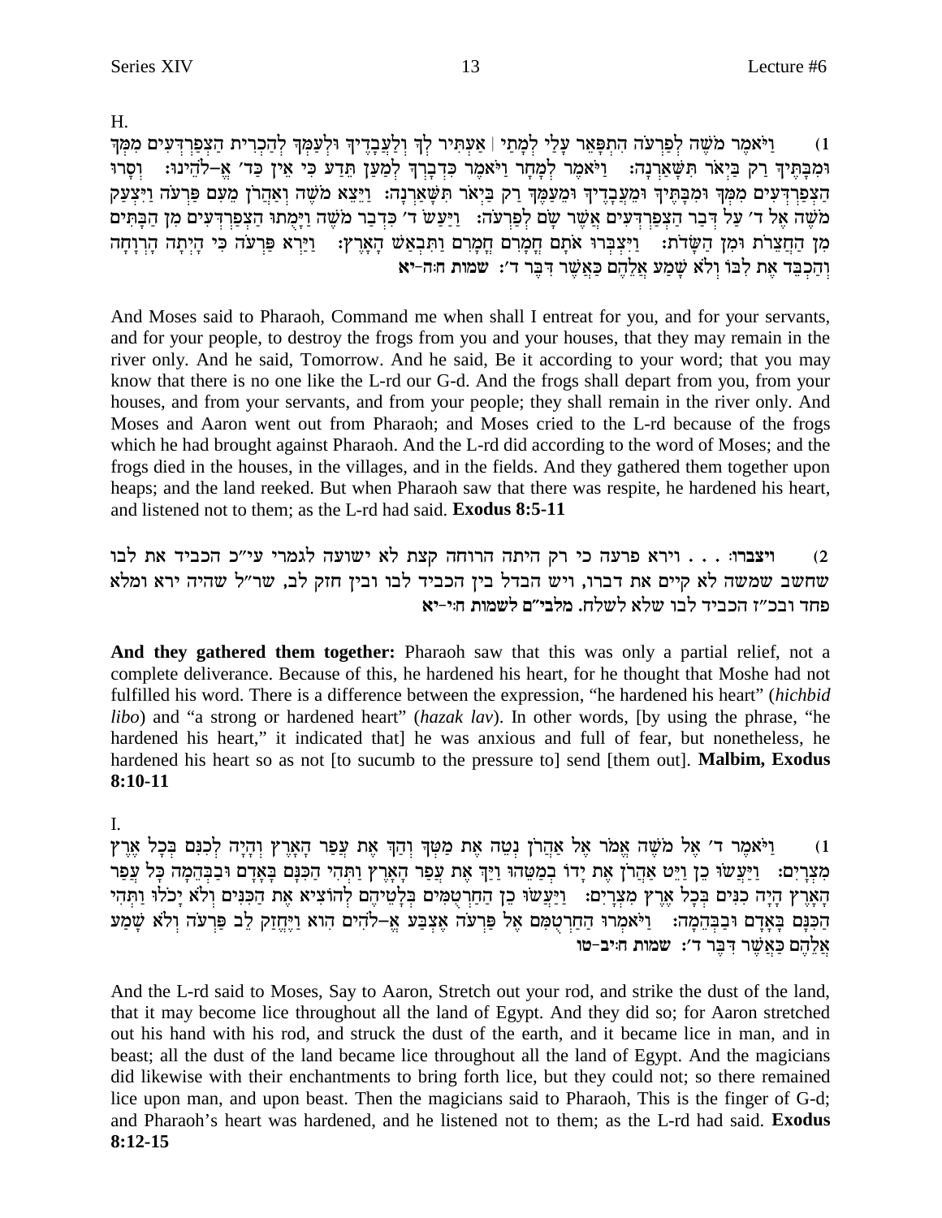H.

1) וַיֹּאמֶר מֹשֶׁה לְפַרְעֹה הִתְפָּאֵר עָלַי לְמָתַי | אַעְתִּיר לְךָ וְלַעֲבָדֶיךָ וּלְעַמְּךָ לְהַכְרִית הַצְפַרְדְּעִים מִמְּךָ וּמִבָּתֶּיךָ רַק בַּיְאֹר תִּשָּׁאַרְנָה: וַיֹּאמֶר לְמָחָר וַיֹּאמֶר כִּדְבָרְךָ לְמַעַן תֵּדַע כִּי אֵין כַּד׳ אֱ-לֹהֵינוּ: וְסָרוּ הַצְפַרְדְּעִים מִמְּךָ וּמִבָּתֶּיךָ וּמֵעֲבָדֶיךָ וּמֵעַמֶּךָ רַק בַּיְאֹר תִּשָּׁאַרְנָה: וַיֵּצֵא מֹשֶׁה וְאַהֲרֹן מֵעִם פַּרְעֹה וַיִּצְעַק מֹשֶׁה אֶל ד׳ עַל דְּבַר הַצְפַרְדְּעִים אֲשֶׁר שָׂם לְפַרְעֹה: וַיַּעַשׂ ד׳ כִּדְבַר מֹשֶׁה וַיָּמֻתוּ הַצְפַרְדְּעִים מִן הַבָּתִּים מִן הַחֲצֵרֹת וּמִן הַשָּׂדֹת: וַיִּצְבְּרוּ אֹתָם חֳמָרִם חֳמָרִם וַתִּבְאַשׁ הָאָרֶץ: וַיַּרְא פַּרְעֹה כִּי הָיְתָה הָרְוָחָה וְהַכְבֵּד אֶת לִבּוֹ וְלֹא שָׁמַע אֲלֵהֶם כַּאֲשֶׁר דִּבֶּר ד׳: שמות ח:ה-יא

And Moses said to Pharaoh, Command me when shall I entreat for you, and for your servants, and for your people, to destroy the frogs from you and your houses, that they may remain in the river only. And he said, Tomorrow. And he said, Be it according to your word; that you may know that there is no one like the L-rd our G-d. And the frogs shall depart from you, from your houses, and from your servants, and from your people; they shall remain in the river only. And Moses and Aaron went out from Pharaoh; and Moses cried to the L-rd because of the frogs which he had brought against Pharaoh. And the L-rd did according to the word of Moses; and the frogs died in the houses, in the villages, and in the fields. And they gathered them together upon heaps; and the land reeked. But when Pharaoh saw that there was respite, he hardened his heart, and listened not to them; as the L-rd had said. **Exodus 8:5-11**

2) ויצברו: . . . וירא פרעה כי רק היתה הרוחה קצת לא ישועה לגמרי עי״כ הכביד את לבו שחשב שמשה לא קיים את דברו, ויש הבדל בין הכביד לבו ובין חזק לב, שר״ל שהיה ירא ומלא פחד ובכ״ז הכביד לבו שלא לשלח. מלבי״ם לשמות ח:י-יא

**And they gathered them together:** Pharaoh saw that this was only a partial relief, not a complete deliverance. Because of this, he hardened his heart, for he thought that Moshe had not fulfilled his word. There is a difference between the expression, "he hardened his heart" (*hichbid libo*) and "a strong or hardened heart" (*hazak lav*). In other words, [by using the phrase, "he hardened his heart," it indicated that] he was anxious and full of fear, but nonetheless, he hardened his heart so as not [to sucumb to the pressure to] send [them out]. **Malbim, Exodus 8:10-11**

I.

1) וַיֹּאמֶר ד׳ אֶל מֹשֶׁה אֱמֹר אֶל אַהֲרֹן נְטֵה אֶת מַטְּךָ וְהַךְ אֶת עֲפַר הָאָרֶץ וְהָיָה לְכִנִּם בְּכָל אֶרֶץ מִצְרָיִם: וַיַּעֲשׂוּ כֵן וַיֵּט אַהֲרֹן אֶת יָדוֹ בְמַטֵּהוּ וַיַּךְ אֶת עֲפַר הָאָרֶץ וַתְּהִי הַכִּנָּם בָּאָדָם וּבַבְּהֵמָה כָּל עֲפַר הָאָרֶץ הָיָה כִנִּים בְּכָל אֶרֶץ מִצְרָיִם: וַיַּעֲשׂוּ כֵן הַחַרְטֻמִּים בְּלָטֵיהֶם לְהוֹצִיא אֶת הַכִּנִּים וְלֹא יָכֹלוּ וַתְּהִי הַכִּנָּם בָּאָדָם וּבַבְּהֵמָה: וַיֹּאמְרוּ הַחַרְטֻמִּם אֶל פַּרְעֹה אֶצְבַּע אֱ-לֹהִים הִוא וַיֶּחֱזַק לֵב פַּרְעֹה וְלֹא שָׁמַע אֲלֵהֶם כַּאֲשֶׁר דִּבֶּר ד׳: שמות ח:יב-טו

And the L-rd said to Moses, Say to Aaron, Stretch out your rod, and strike the dust of the land, that it may become lice throughout all the land of Egypt. And they did so; for Aaron stretched out his hand with his rod, and struck the dust of the earth, and it became lice in man, and in beast; all the dust of the land became lice throughout all the land of Egypt. And the magicians did likewise with their enchantments to bring forth lice, but they could not; so there remained lice upon man, and upon beast. Then the magicians said to Pharaoh, This is the finger of G-d; and Pharaoh's heart was hardened, and he listened not to them; as the L-rd had said. **Exodus 8:12-15**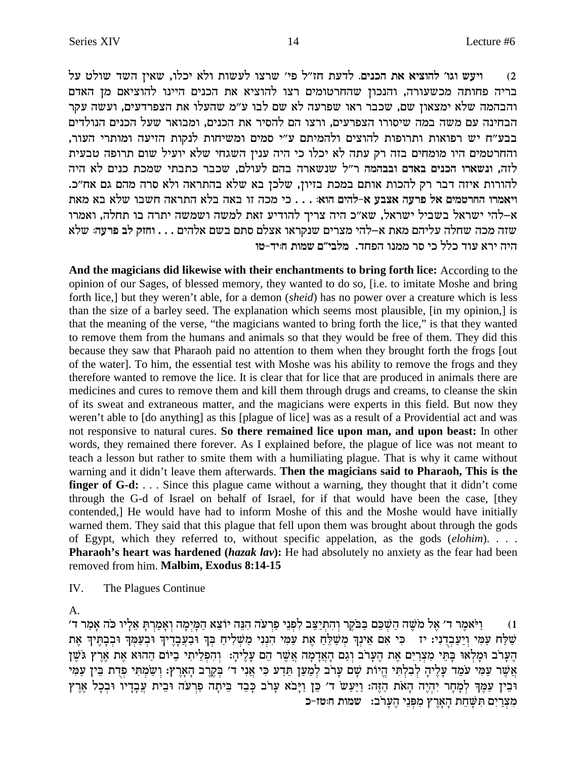2) **ויעש וגו' להוציא את הכנים.** לדעת חז"ל פי' שרצו לעשות ולא יכלו, שאין השד שולט על בריה פחותה מכשעורה, והנכון שהחרטומים רצו להוציא את הכנים היינו להוציאם מן האדם והבהמה שלא ימצאון שם, שכבר ראו שפרעה לא שם לבו ע"מ שהעלו את הצפרדעים, ועשה עקר הבחינה עם משה במה שיסורו הצפרעים, ורצו הם להסיר את הכנים, ומבואר שעל הכנים הנולדים בבע"ח יש רפואות ותרופות להוציאם ולהמיתם ע"י סמים ומשיחות לנקות הזיעה ומותרי העור, והחרטמים היו מומחים בזה רק עתה לא יכלו כי היה ענין השגחי שלא יועיל שום תרופה טבעית לזה, **ונשארו הכנים באדם ובבהמה** ר"ל שנשארה בהם לעולם, שכבר כתבתי שמכת כנים לא היה להורות איזה דבר רק להכות אותם במכת בזיון, שלכן בא שלא בהתראה ולא סרה מהם גם אח"כ. **ויאמרו החרטמים אל פרעה אצבע א–להים הוא:** . . . כי מכה זו באה בלא התראה חשבו שלא בא מאת א–להי ישראל בשביל ישראל, שא"כ היה צריך להודיע זאת למשה ושמשה יתרה בו תחלה, ואמרו שזה מכה שחלה עליהם מאת א–להי מצרים שנקראו אצלם סתם בשם אלהים . . . **וחזק לב פרעה:** שלא היה ירא עוד כלל כי סר ממנו הפחד. **מלבי"ם שמות ח:יד-טו**

**And the magicians did likewise with their enchantments to bring forth lice:** According to the opinion of our Sages, of blessed memory, they wanted to do so, [i.e. to imitate Moshe and bring forth lice,] but they weren't able, for a demon (*sheid*) has no power over a creature which is less than the size of a barley seed. The explanation which seems most plausible, [in my opinion,] is that the meaning of the verse, "the magicians wanted to bring forth the lice," is that they wanted to remove them from the humans and animals so that they would be free of them. They did this because they saw that Pharaoh paid no attention to them when they brought forth the frogs [out of the water]. To him, the essential test with Moshe was his ability to remove the frogs and they therefore wanted to remove the lice. It is clear that for lice that are produced in animals there are medicines and cures to remove them and kill them through drugs and creams, to cleanse the skin of its sweat and extraneous matter, and the magicians were experts in this field. But now they weren't able to [do anything] as this [plague of lice] was as a result of a Providential act and was not responsive to natural cures. **So there remained lice upon man, and upon beast:** In other words, they remained there forever. As I explained before, the plague of lice was not meant to teach a lesson but rather to smite them with a humiliating plague. That is why it came without warning and it didn't leave them afterwards. **Then the magicians said to Pharaoh, This is the finger of G-d:** . . . Since this plague came without a warning, they thought that it didn't come through the G-d of Israel on behalf of Israel, for if that would have been the case, [they contended,] He would have had to inform Moshe of this and the Moshe would have initially warned them. They said that this plague that fell upon them was brought about through the gods of Egypt, which they referred to, without specific appelation, as the gods (*elohim*). . . . **Pharaoh's heart was hardened (*hazak lav*):** He had absolutely no anxiety as the fear had been removed from him. **Malbim, Exodus 8:14-15**

IV. The Plagues Continue

A.

1) וַיֹּאמֶר ד' אֶל מֹשֶׁה הַשְׁכֵּם בַּבֹּקֶר וְהִתְיַצֵּב לִפְנֵי פַרְעֹה הִנֵּה יוֹצֵא הַמָּיְמָה וְאָמַרְתָּ אֵלָיו כֹּה אָמַר ד' שַׁלַּח עַמִּי וְיַעַבְדֻנִי: יז כִּי אִם אֵינְךָ מְשַׁלֵּחַ אֶת עַמִּי הִנְנִי מַשְׁלִיחַ בְּךָ וּבַעֲבָדֶיךָ וּבְעַמְּךָ וּבְבָתֶּיךָ אֶת הֶעָרֹב וּמָלְאוּ בָּתֵּי מִצְרַיִם אֶת הֶעָרֹב וְגַם הָאֲדָמָה אֲשֶׁר הֵם עָלֶיהָ: וְהִפְלֵיתִי בַיּוֹם הַהוּא אֶת אֶרֶץ גֹּשֶׁן אֲשֶׁר עַמִּי עֹמֵד עָלֶיהָ לְבִלְתִּי הֱיוֹת שָׁם עָרֹב לְמַעַן תֵּדַע כִּי אֲנִי ד' בְּקֶרֶב הָאָרֶץ: וְשַׂמְתִּי פְדֻת בֵּין עַמִּי וּבֵין עַמֶּךָ לְמָחָר יִהְיֶה הָאֹת הַזֶּה: וַיַּעַשׂ ד' כֵּן וַיָּבֹא עָרֹב כָּבֵד בֵּיתָה פַרְעֹה וּבֵית עֲבָדָיו וּבְכָל אֶרֶץ מִצְרַיִם תִּשָּׁחֵת הָאָרֶץ מִפְּנֵי הֶעָרֹב: **שמות ח:טז-כ**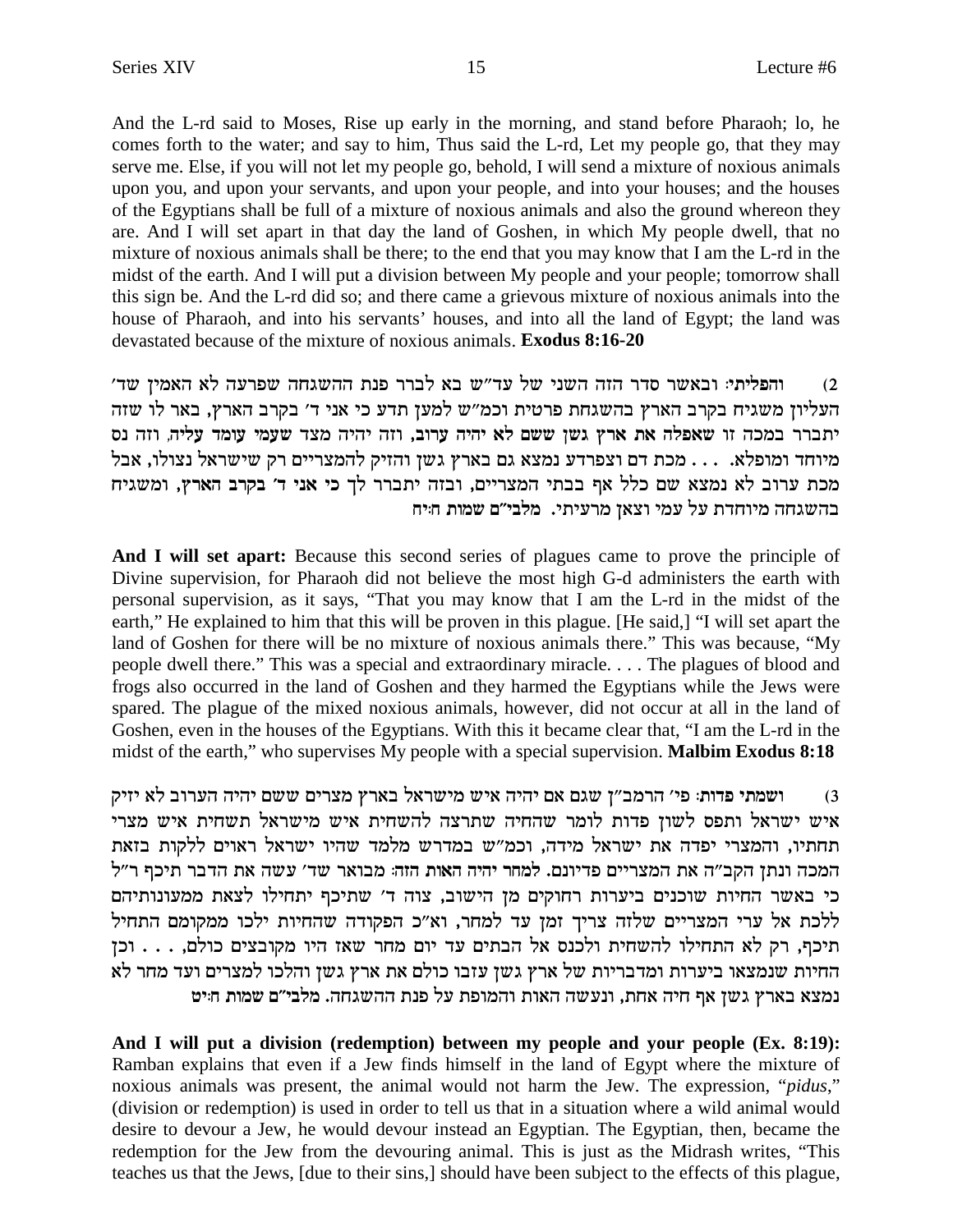And the L-rd said to Moses, Rise up early in the morning, and stand before Pharaoh; lo, he comes forth to the water; and say to him, Thus said the L-rd, Let my people go, that they may serve me. Else, if you will not let my people go, behold, I will send a mixture of noxious animals upon you, and upon your servants, and upon your people, and into your houses; and the houses of the Egyptians shall be full of a mixture of noxious animals and also the ground whereon they are. And I will set apart in that day the land of Goshen, in which My people dwell, that no mixture of noxious animals shall be there; to the end that you may know that I am the L-rd in the midst of the earth. And I will put a division between My people and your people; tomorrow shall this sign be. And the L-rd did so; and there came a grievous mixture of noxious animals into the house of Pharaoh, and into his servants' houses, and into all the land of Egypt; the land was devastated because of the mixture of noxious animals. **Exodus 8:16-20**

2) **והפליתי:** ובאשר סדר הזה השני של עד"ש בא לברר פנת ההשגחה שפרעה לא האמין שד' העליון משגיח בקרב הארץ בהשגחת פרטית וכמ"ש למען תדע כי אני ד' בקרב הארץ, באר לו שזה יתברר במכה זו **שאפלה את ארץ גשן ששם לא יהיה ערוב, וזה יהיה מצד שעמי עומד עליה**, וזה נס מיוחד ומופלא. . . . מכת דם וצפרדע נמצא גם בארץ גשן והזיק להמצריים רק שישראל נצולו, אבל מכת ערוב לא נמצא שם כלל אף בבתי המצריים, ובזה יתברר לך **כי אני ד' בקרב הארץ**, ומשגיח בהשגחה מיוחדת על עמי וצאן מרעיתי. **מלבי"ם שמות ח:יח**

**And I will set apart:** Because this second series of plagues came to prove the principle of Divine supervision, for Pharaoh did not believe the most high G-d administers the earth with personal supervision, as it says, "That you may know that I am the L-rd in the midst of the earth," He explained to him that this will be proven in this plague. [He said,] "I will set apart the land of Goshen for there will be no mixture of noxious animals there." This was because, "My people dwell there." This was a special and extraordinary miracle. . . . The plagues of blood and frogs also occurred in the land of Goshen and they harmed the Egyptians while the Jews were spared. The plague of the mixed noxious animals, however, did not occur at all in the land of Goshen, even in the houses of the Egyptians. With this it became clear that, "I am the L-rd in the midst of the earth," who supervises My people with a special supervision. **Malbim Exodus 8:18**

3) **ושמתי פדות:** פי' הרמב"ן שגם אם יהיה איש מישראל בארץ מצרים ששם יהיה הערוב לא יזיק איש ישראל ותפס לשון פדות לומר שהחיה שתרצה להשחית איש מישראל תשחית איש מצרי תחתיו, והמצרי יפדה את ישראל מידה, וכמ"ש במדרש מלמד שהיו ישראל ראוים ללקות בזאת המכה ונתן הקב"ה את המצריים פדיונם. **למחר יהיה האות הזה:** מבואר שד' עשה את הדבר תיכף ר"ל כי באשר החיות שוכנים ביערות רחוקים מן הישוב, צוה ד' שתיכף יתחילו לצאת ממעונותיהם ללכת אל ערי המצריים שלזה צריך זמן עד למחר, וא"כ הפקודה שהחיות ילכו ממקומם התחיל תיכף, רק לא התחילו להשחית ולכנס אל הבתים עד יום מחר שאז היו מקובצים כולם, . . . וכן החיות שנמצאו ביערות ומדבריות של ארץ גשן עזבו כולם את ארץ גשן והלכו למצרים ועד מחר לא נמצא בארץ גשן אף חיה אחת, ונעשה האות והמופת על פנת ההשגחה. **מלבי"ם שמות ח:יט**

**And I will put a division (redemption) between my people and your people (Ex. 8:19):** Ramban explains that even if a Jew finds himself in the land of Egypt where the mixture of noxious animals was present, the animal would not harm the Jew. The expression, "*pidus*," (division or redemption) is used in order to tell us that in a situation where a wild animal would desire to devour a Jew, he would devour instead an Egyptian. The Egyptian, then, became the redemption for the Jew from the devouring animal. This is just as the Midrash writes, "This teaches us that the Jews, [due to their sins,] should have been subject to the effects of this plague,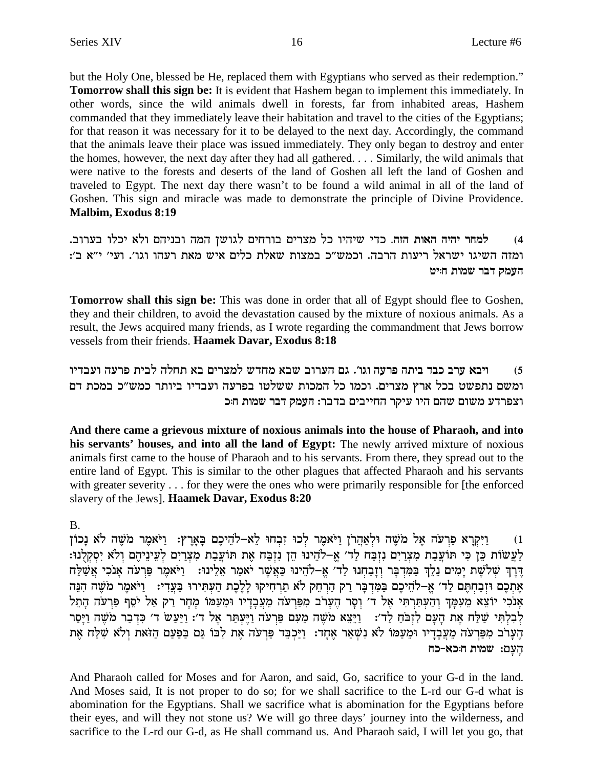but the Holy One, blessed be He, replaced them with Egyptians who served as their redemption." **Tomorrow shall this sign be:** It is evident that Hashem began to implement this immediately. In other words, since the wild animals dwell in forests, far from inhabited areas, Hashem commanded that they immediately leave their habitation and travel to the cities of the Egyptians; for that reason it was necessary for it to be delayed to the next day. Accordingly, the command that the animals leave their place was issued immediately. They only began to destroy and enter the homes, however, the next day after they had all gathered. . . . Similarly, the wild animals that were native to the forests and deserts of the land of Goshen all left the land of Goshen and traveled to Egypt. The next day there wasn't to be found a wild animal in all of the land of Goshen. This sign and miracle was made to demonstrate the principle of Divine Providence. **Malbim, Exodus 8:19**

4) **למחר יהיה האות הזה.** כדי שיהיו כל מצרים בורחים לגושן המה ובניהם ולא יכלו בערוב. ומזה השיגו ישראל ריעות הרבה. וכמש"כ במצות שאלת כלים איש מאת רעהו וגו'. ועי' י"א ב': **העמק דבר שמות ח:יט**

**Tomorrow shall this sign be:** This was done in order that all of Egypt should flee to Goshen, they and their children, to avoid the devastation caused by the mixture of noxious animals. As a result, the Jews acquired many friends, as I wrote regarding the commandment that Jews borrow vessels from their friends. **Haamek Davar, Exodus 8:18**

5) **ויבא ערב כבד ביתה פרעה וגו'.** גם הערוב שבא מחדש למצרים בא תחלה לבית פרעה ועבדיו ומשם נתפשט בכל ארץ מצרים. וכמו כל המכות ששלטו בפרעה ועבדיו ביותר כמש"כ במכת דם וצפרדע משום שהם היו עיקר החייבים בדבר: **העמק דבר שמות ח:כ**

**And there came a grievous mixture of noxious animals into the house of Pharaoh, and into his servants' houses, and into all the land of Egypt:** The newly arrived mixture of noxious animals first came to the house of Pharaoh and to his servants. From there, they spread out to the entire land of Egypt. This is similar to the other plagues that affected Pharaoh and his servants with greater severity . . . for they were the ones who were primarily responsible for [the enforced slavery of the Jews]. **Haamek Davar, Exodus 8:20**

B.

1) וַיִּקְרָא פַרְעֹה אֶל מֹשֶׁה וּלְאַהֲרֹן וַיֹּאמֶר לְכוּ זִבְחוּ לֵא-לֹהֵיכֶם בָּאָרֶץ: וַיֹּאמֶר מֹשֶׁה לֹא נָכוֹן לַעֲשׂוֹת כֵּן כִּי תּוֹעֲבַת מִצְרַיִם נִזְבַּח לַד' אֱ-לֹהֵינוּ הֵן נִזְבַּח אֶת תּוֹעֲבַת מִצְרַיִם לְעֵינֵיהֶם וְלֹא יִסְקְלֻנוּ: דֶּרֶךְ שְׁלֹשֶׁת יָמִים נֵלֵךְ בַּמִּדְבָּר וְזָבַחְנוּ לַד' אֱ-לֹהֵינוּ כַּאֲשֶׁר יֹאמַר אֵלֵינוּ: וַיֹּאמֶר פַּרְעֹה אָנֹכִי אֲשַׁלַּח אֶתְכֶם וּזְבַחְתֶּם לַד' אֱ-לֹהֵיכֶם בַּמִּדְבָּר רַק הַרְחֵק לֹא תַרְחִיקוּ לָלֶכֶת הַעְתִּירוּ בַּעֲדִי: וַיֹּאמֶר מֹשֶׁה הִנֵּה אָנֹכִי יוֹצֵא מֵעִמָּךְ וְהַעְתַּרְתִּי אֶל ד' וְסָר הֶעָרֹב מִפַּרְעֹה מֵעֲבָדָיו וּמֵעַמּוֹ מָחָר רַק אַל יֹסֵף פַּרְעֹה הָתֵל לְבִלְתִּי שַׁלַּח אֶת הָעָם לִזְבֹּחַ לַד': וַיֵּצֵא מֹשֶׁה מֵעִם פַּרְעֹה וַיֶּעְתַּר אֶל ד': וַיַּעַשׂ ד' כִּדְבַר מֹשֶׁה וַיָּסַר הֶעָרֹב מִפַּרְעֹה מֵעֲבָדָיו וּמֵעַמּוֹ לֹא נִשְׁאַר אֶחָד: וַיַּכְבֵּד פַּרְעֹה אֶת לִבּוֹ גַּם בַּפַּעַם הַזֹּאת וְלֹא שִׁלַּח אֶת הָעָם: **שמות ח:כא-כח**

And Pharaoh called for Moses and for Aaron, and said, Go, sacrifice to your G-d in the land. And Moses said, It is not proper to do so; for we shall sacrifice to the L-rd our G-d what is abomination for the Egyptians. Shall we sacrifice what is abomination for the Egyptians before their eyes, and will they not stone us? We will go three days' journey into the wilderness, and sacrifice to the L-rd our G-d, as He shall command us. And Pharaoh said, I will let you go, that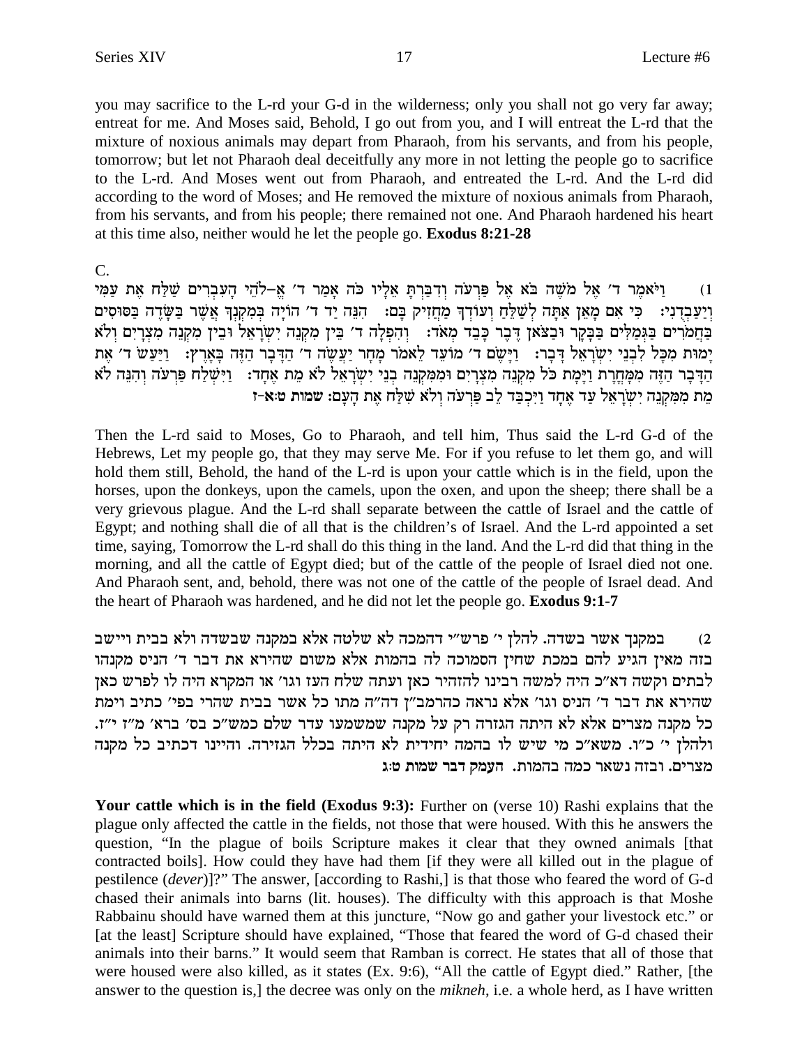you may sacrifice to the L-rd your G-d in the wilderness; only you shall not go very far away; entreat for me. And Moses said, Behold, I go out from you, and I will entreat the L-rd that the mixture of noxious animals may depart from Pharaoh, from his servants, and from his people, tomorrow; but let not Pharaoh deal deceitfully any more in not letting the people go to sacrifice to the L-rd. And Moses went out from Pharaoh, and entreated the L-rd. And the L-rd did according to the word of Moses; and He removed the mixture of noxious animals from Pharaoh, from his servants, and from his people; there remained not one. And Pharaoh hardened his heart at this time also, neither would he let the people go. **Exodus 8:21-28**

C.

1) וַיֹּאמֶר ד׳ אֶל מֹשֶׁה בֹּא אֶל פַּרְעֹה וְדִבַּרְתָּ אֵלָיו כֹּה אָמַר ד׳ אֱ–לֹהֵי הָעִבְרִים שַׁלַּח אֶת עַמִּי וְיַעַבְדֻנִי: כִּי אִם מָאֵן אַתָּה לְשַׁלֵּחַ וְעוֹדְךָ מַחֲזִיק בָּם: הִנֵּה יַד ד׳ הוֹיָה בְּמִקְנְךָ אֲשֶׁר בַּשָּׂדֶה בַּסּוּסִים בַּחֲמֹרִים בַּגְּמַלִּים בַּבָּקָר וּבַצֹּאן דֶּבֶר כָּבֵד מְאֹד: וְהִפְלָה ד׳ בֵּין מִקְנֵה יִשְׂרָאֵל וּבֵין מִקְנֵה מִצְרָיִם וְלֹא יָמוּת מִכָּל לִבְנֵי יִשְׂרָאֵל דָּבָר: וַיָּשֶׂם ד׳ מוֹעֵד לֵאמֹר מָחָר יַעֲשֶׂה ד׳ הַדָּבָר הַזֶּה בָּאָרֶץ: וַיַּעַשׂ ד׳ אֶת הַדָּבָר הַזֶּה מִמָּחֳרָת וַיָּמָת כֹּל מִקְנֵה מִצְרָיִם וּמִמִּקְנֵה בְנֵי יִשְׂרָאֵל לֹא מֵת אֶחָד: וַיִּשְׁלַח פַּרְעֹה וְהִנֵּה לֹא מֵת מִמִּקְנֵה יִשְׂרָאֵל עַד אֶחָד וַיִּכְבַּד לֵב פַּרְעֹה וְלֹא שִׁלַּח אֶת הָעָם: שמות ט:א-ז

Then the L-rd said to Moses, Go to Pharaoh, and tell him, Thus said the L-rd G-d of the Hebrews, Let my people go, that they may serve Me. For if you refuse to let them go, and will hold them still, Behold, the hand of the L-rd is upon your cattle which is in the field, upon the horses, upon the donkeys, upon the camels, upon the oxen, and upon the sheep; there shall be a very grievous plague. And the L-rd shall separate between the cattle of Israel and the cattle of Egypt; and nothing shall die of all that is the children's of Israel. And the L-rd appointed a set time, saying, Tomorrow the L-rd shall do this thing in the land. And the L-rd did that thing in the morning, and all the cattle of Egypt died; but of the cattle of the people of Israel died not one. And Pharaoh sent, and, behold, there was not one of the cattle of the people of Israel dead. And the heart of Pharaoh was hardened, and he did not let the people go. **Exodus 9:1-7**

2) במקנך אשר בשדה. להלן י׳ פרש״י דהמכה לא שלטה אלא במקנה שבשדה ולא בבית ויישב בזה מאין הגיע להם במכת שחין הסמוכה לה בהמות אלא משום שהירא את דבר ד׳ הניס מקנהו לבתים וקשה דא״כ היה למשה רבינו להזהיר כאן ועתה שלח העז וגו׳ או המקרא היה לו לפרש כאן שהירא את דבר ד׳ הניס וגו׳ אלא נראה כהרמב״ן דה״ה מתו כל אשר בבית שהרי בפי׳ כתיב וימת כל מקנה מצרים אלא לא היתה הגזרה רק על מקנה שמשמעו עדר שלם כמש״כ בס׳ בראשית מ״ז י״ז. ולהלן י׳ כ״ו. משא״כ מי שיש לו בהמה יחידית לא היתה בכלל הגזירה. והיינו דכתיב כל מקנה מצרים. ובזה נשאר כמה בהמות. העמק דבר שמות ט:ג

**Your cattle which is in the field (Exodus 9:3):** Further on (verse 10) Rashi explains that the plague only affected the cattle in the fields, not those that were housed. With this he answers the question, "In the plague of boils Scripture makes it clear that they owned animals [that contracted boils]. How could they have had them [if they were all killed out in the plague of pestilence (*dever*)]?" The answer, [according to Rashi,] is that those who feared the word of G-d chased their animals into barns (lit. houses). The difficulty with this approach is that Moshe Rabbainu should have warned them at this juncture, "Now go and gather your livestock etc." or [at the least] Scripture should have explained, "Those that feared the word of G-d chased their animals into their barns." It would seem that Ramban is correct. He states that all of those that were housed were also killed, as it states (Ex. 9:6), "All the cattle of Egypt died." Rather, [the answer to the question is,] the decree was only on the *mikneh*, i.e. a whole herd, as I have written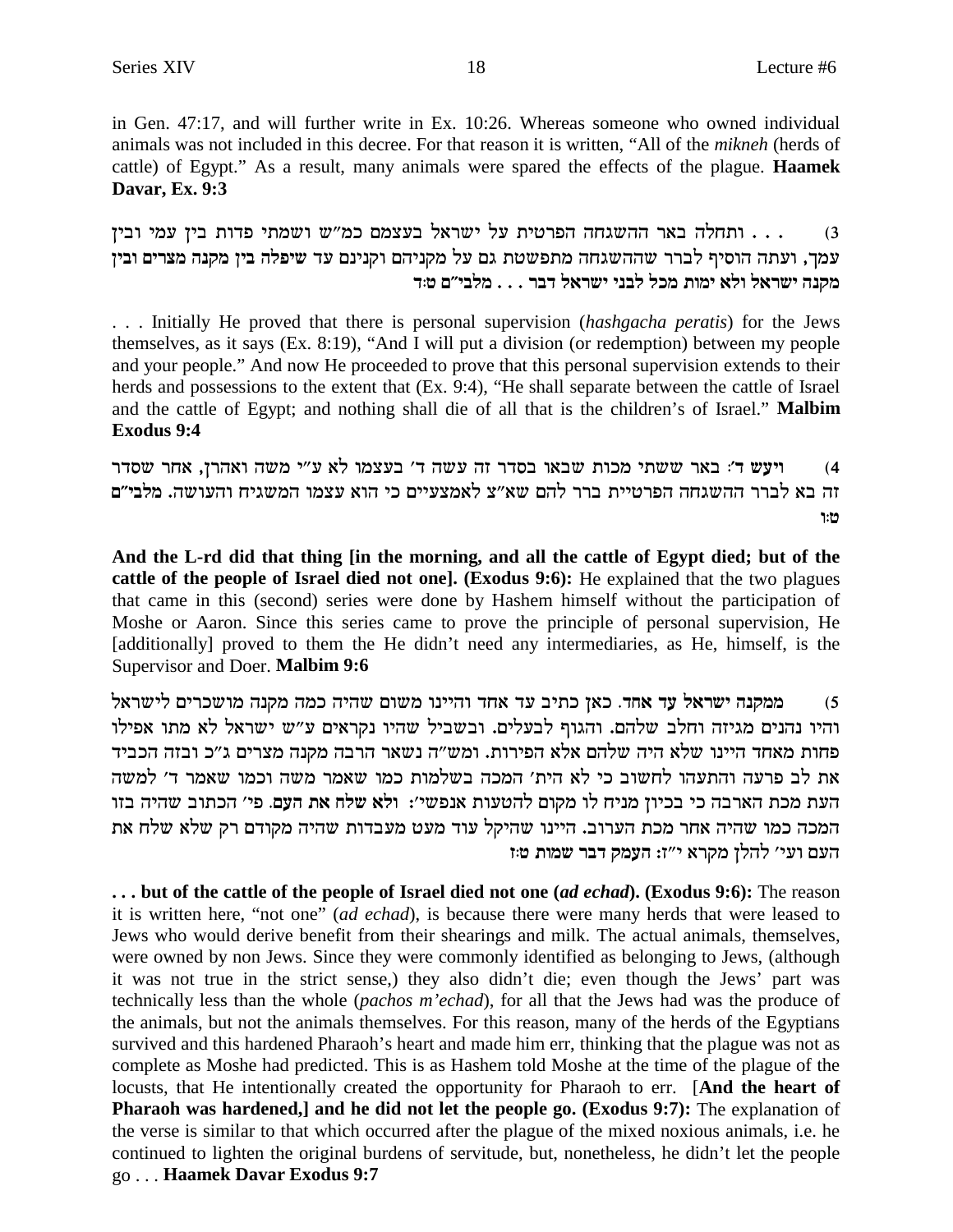in Gen. 47:17, and will further write in Ex. 10:26. Whereas someone who owned individual animals was not included in this decree. For that reason it is written, "All of the *mikneh* (herds of cattle) of Egypt." As a result, many animals were spared the effects of the plague. **Haamek Davar, Ex. 9:3**

3) . . . ותחלה באר ההשגחה הפרטית על ישראל בעצמם כמ"ש ושמתי פדות בין עמי ובין עמך, ועתה הוסיף לברר שההשגחה מתפשטת גם על מקניהם וקנינם עד שיפלה בין מקנה מצרים ובין מקנה ישראל ולא ימות מכל לבני ישראל דבר . . . **מלבי"ם ט:ד**

. . . Initially He proved that there is personal supervision (*hashgacha peratis*) for the Jews themselves, as it says (Ex. 8:19), "And I will put a division (or redemption) between my people and your people." And now He proceeded to prove that this personal supervision extends to their herds and possessions to the extent that (Ex. 9:4), "He shall separate between the cattle of Israel and the cattle of Egypt; and nothing shall die of all that is the children's of Israel." **Malbim Exodus 9:4**

4) **ויעש ד'**: באר ששתי מכות שבאו בסדר זה עשה ד' בעצמו לא ע"י משה ואהרן, אחר שסדר זה בא לברר ההשגחה הפרטיית ברר להם שא"צ לאמצעיים כי הוא עצמו המשגיח והעושה. **מלבי"ם ט:ו**

**And the L-rd did that thing [in the morning, and all the cattle of Egypt died; but of the cattle of the people of Israel died not one]. (Exodus 9:6):** He explained that the two plagues that came in this (second) series were done by Hashem himself without the participation of Moshe or Aaron. Since this series came to prove the principle of personal supervision, He [additionally] proved to them the He didn't need any intermediaries, as He, himself, is the Supervisor and Doer. **Malbim 9:6**

5) **ממקנה ישראל עד אחד**. כאן כתיב עד אחד והיינו משום שהיה כמה מקנה מושכרים לישראל והיו נהנים מגיזה וחלב שלהם. והגוף לבעלים. ובשביל שהיו נקראים ע"ש ישראל לא מתו אפילו פחות מאחד היינו שלא היה שלהם אלא הפירות. ומש"ה נשאר הרבה מקנה מצרים ג"כ ובזה הכביד את לב פרעה והתעהו לחשוב כי לא היתה המכה בשלמות כמו שאמר משה וכמו שאמר ד' למשה העת מכת הארבה כי בכיון מניח לו מקום להטעות אנפשי': **ולא שלח את העם**. פי' הכתוב שהיה בזו המכה כמו שהיה אחר מכת הערוב. היינו שהיקל עוד מעט מעבדות שהיה מקודם רק שלא שלח את העם ועי' להלן מקרא י"ז: **העמק דבר שמות ט:ז**

**. . . but of the cattle of the people of Israel died not one (*ad echad*). (Exodus 9:6):** The reason it is written here, "not one" (*ad echad*), is because there were many herds that were leased to Jews who would derive benefit from their shearings and milk. The actual animals, themselves, were owned by non Jews. Since they were commonly identified as belonging to Jews, (although it was not true in the strict sense,) they also didn't die; even though the Jews' part was technically less than the whole (*pachos m'echad*), for all that the Jews had was the produce of the animals, but not the animals themselves. For this reason, many of the herds of the Egyptians survived and this hardened Pharaoh's heart and made him err, thinking that the plague was not as complete as Moshe had predicted. This is as Hashem told Moshe at the time of the plague of the locusts, that He intentionally created the opportunity for Pharaoh to err. [**And the heart of Pharaoh was hardened,] and he did not let the people go. (Exodus 9:7):** The explanation of the verse is similar to that which occurred after the plague of the mixed noxious animals, i.e. he continued to lighten the original burdens of servitude, but, nonetheless, he didn't let the people go . . . **Haamek Davar Exodus 9:7**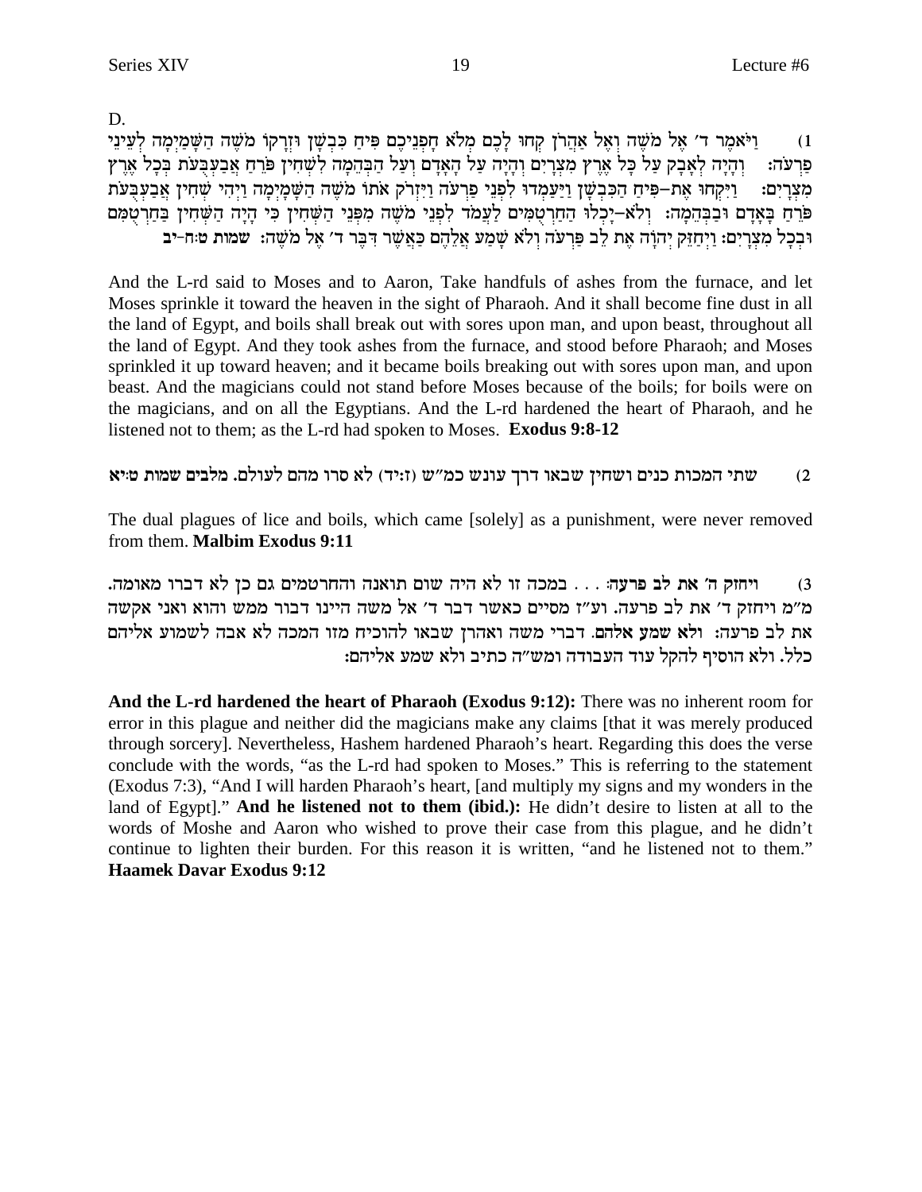D.

1) וַיֹּאמֶר ד׳ אֶל מֹשֶׁה וְאֶל אַהֲרֹן קְחוּ לָכֶם מְלֹא חָפְנֵיכֶם פִּיחַ כִּבְשָׁן וּזְרָקוֹ מֹשֶׁה הַשָּׁמַיְמָה לְעֵינֵי פַרְעֹה: וְהָיָה לְאָבָק עַל כָּל אֶרֶץ מִצְרָיִם וְהָיָה עַל הָאָדָם וְעַל הַבְּהֵמָה לִשְׁחִין פֹּרֵחַ אֲבַעְבֻּעֹת בְּכָל אֶרֶץ מִצְרָיִם: וַיִּקְחוּ אֶת-פִּיחַ הַכִּבְשָׁן וַיַּעַמְדוּ לִפְנֵי פַרְעֹה וַיִּזְרֹק אֹתוֹ מֹשֶׁה הַשָּׁמָיְמָה וַיְהִי שְׁחִין אֲבַעְבֻּעֹת פֹּרֵחַ בָּאָדָם וּבַבְּהֵמָה: וְלֹא-יָכְלוּ הַחַרְטֻמִּים לַעֲמֹד לִפְנֵי מֹשֶׁה מִפְּנֵי הַשְּׁחִין כִּי הָיָה הַשְּׁחִין בַּחַרְטֻמִּם וּבְכָל מִצְרָיִם: וַיְחַזֵּק יְהוָה אֶת לֵב פַּרְעֹה וְלֹא שָׁמַע אֲלֵהֶם כַּאֲשֶׁר דִּבֶּר ד׳ אֶל מֹשֶׁה: שמות ט:ח-יב

And the L-rd said to Moses and to Aaron, Take handfuls of ashes from the furnace, and let Moses sprinkle it toward the heaven in the sight of Pharaoh. And it shall become fine dust in all the land of Egypt, and boils shall break out with sores upon man, and upon beast, throughout all the land of Egypt. And they took ashes from the furnace, and stood before Pharaoh; and Moses sprinkled it up toward heaven; and it became boils breaking out with sores upon man, and upon beast. And the magicians could not stand before Moses because of the boils; for boils were on the magicians, and on all the Egyptians. And the L-rd hardened the heart of Pharaoh, and he listened not to them; as the L-rd had spoken to Moses. **Exodus 9:8-12**

2) שתי המכות כנים ושחין שבאו דרך עונש כמ״ש (ז:יד) לא סרו מהם לעולם. מלבים שמות ט:יא

The dual plagues of lice and boils, which came [solely] as a punishment, were never removed from them. **Malbim Exodus 9:11**

3) **ויחזק ה׳ את לב פרעה:** . . . במכה זו לא היה שום תואנה והחרטמים גם כן לא דברו מאומה. מ״מ ויחזק ד׳ את לב פרעה. וע״ז מסיים כאשר דבר ד׳ אל משה היינו דבור ממש והוא ואני אקשה את לב פרעה: **ולא שמע אלהם.** דברי משה ואהרן שבאו להוכיח מזו המכה לא אבה לשמוע אליהם כלל. ולא הוסיף להקל עוד העבודה ומש״ה כתיב ולא שמע אליהם:

**And the L-rd hardened the heart of Pharaoh (Exodus 9:12):** There was no inherent room for error in this plague and neither did the magicians make any claims [that it was merely produced through sorcery]. Nevertheless, Hashem hardened Pharaoh's heart. Regarding this does the verse conclude with the words, "as the L-rd had spoken to Moses." This is referring to the statement (Exodus 7:3), "And I will harden Pharaoh's heart, [and multiply my signs and my wonders in the land of Egypt]." **And he listened not to them (ibid.):** He didn't desire to listen at all to the words of Moshe and Aaron who wished to prove their case from this plague, and he didn't continue to lighten their burden. For this reason it is written, "and he listened not to them." **Haamek Davar Exodus 9:12**